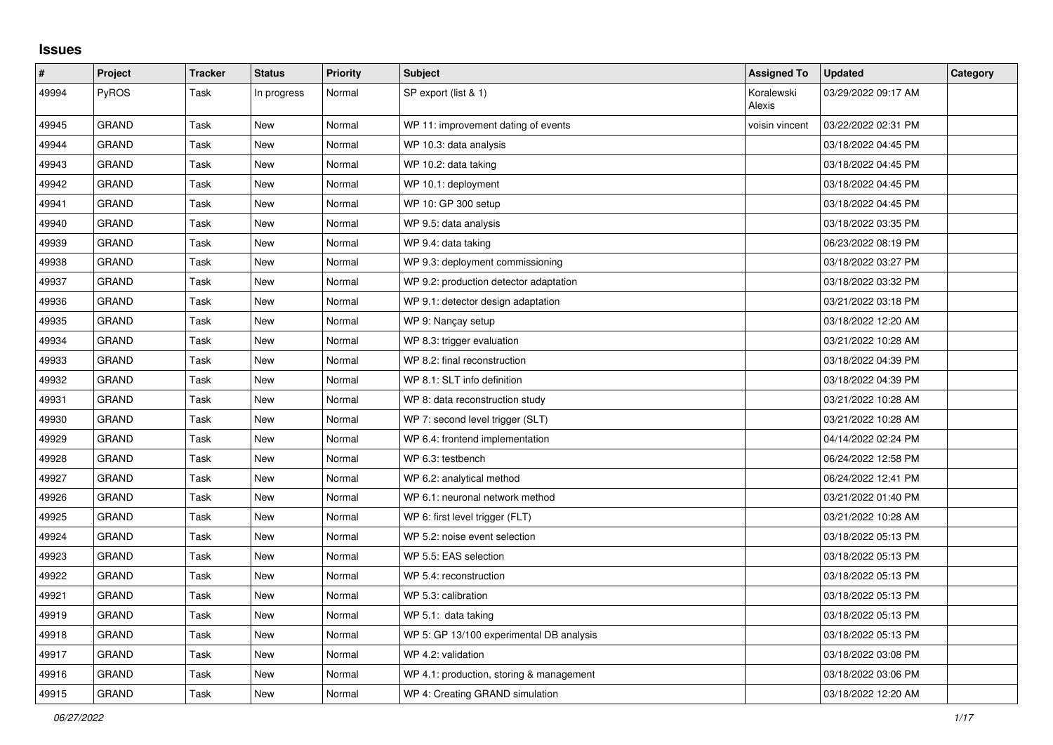# Issues

| # | Project | Tracker | Status | Priority | Subject | Assigned To | Updated | Category |
|---|---|---|---|---|---|---|---|---|
| 49994 | PyROS | Task | In progress | Normal | SP export (list & 1) | Koralewski Alexis | 03/29/2022 09:17 AM | |
| 49945 | GRAND | Task | New | Normal | WP 11: improvement dating of events | voisin vincent | 03/22/2022 02:31 PM | |
| 49944 | GRAND | Task | New | Normal | WP 10.3: data analysis | | 03/18/2022 04:45 PM | |
| 49943 | GRAND | Task | New | Normal | WP 10.2: data taking | | 03/18/2022 04:45 PM | |
| 49942 | GRAND | Task | New | Normal | WP 10.1: deployment | | 03/18/2022 04:45 PM | |
| 49941 | GRAND | Task | New | Normal | WP 10: GP 300 setup | | 03/18/2022 04:45 PM | |
| 49940 | GRAND | Task | New | Normal | WP 9.5: data analysis | | 03/18/2022 03:35 PM | |
| 49939 | GRAND | Task | New | Normal | WP 9.4: data taking | | 06/23/2022 08:19 PM | |
| 49938 | GRAND | Task | New | Normal | WP 9.3: deployment commissioning | | 03/18/2022 03:27 PM | |
| 49937 | GRAND | Task | New | Normal | WP 9.2: production detector adaptation | | 03/18/2022 03:32 PM | |
| 49936 | GRAND | Task | New | Normal | WP 9.1: detector design adaptation | | 03/21/2022 03:18 PM | |
| 49935 | GRAND | Task | New | Normal | WP 9: Nançay setup | | 03/18/2022 12:20 AM | |
| 49934 | GRAND | Task | New | Normal | WP 8.3: trigger evaluation | | 03/21/2022 10:28 AM | |
| 49933 | GRAND | Task | New | Normal | WP 8.2: final reconstruction | | 03/18/2022 04:39 PM | |
| 49932 | GRAND | Task | New | Normal | WP 8.1: SLT info definition | | 03/18/2022 04:39 PM | |
| 49931 | GRAND | Task | New | Normal | WP 8: data reconstruction study | | 03/21/2022 10:28 AM | |
| 49930 | GRAND | Task | New | Normal | WP 7: second level trigger (SLT) | | 03/21/2022 10:28 AM | |
| 49929 | GRAND | Task | New | Normal | WP 6.4: frontend implementation | | 04/14/2022 02:24 PM | |
| 49928 | GRAND | Task | New | Normal | WP 6.3: testbench | | 06/24/2022 12:58 PM | |
| 49927 | GRAND | Task | New | Normal | WP 6.2: analytical method | | 06/24/2022 12:41 PM | |
| 49926 | GRAND | Task | New | Normal | WP 6.1: neuronal network method | | 03/21/2022 01:40 PM | |
| 49925 | GRAND | Task | New | Normal | WP 6: first level trigger (FLT) | | 03/21/2022 10:28 AM | |
| 49924 | GRAND | Task | New | Normal | WP 5.2: noise event selection | | 03/18/2022 05:13 PM | |
| 49923 | GRAND | Task | New | Normal | WP 5.5: EAS selection | | 03/18/2022 05:13 PM | |
| 49922 | GRAND | Task | New | Normal | WP 5.4: reconstruction | | 03/18/2022 05:13 PM | |
| 49921 | GRAND | Task | New | Normal | WP 5.3: calibration | | 03/18/2022 05:13 PM | |
| 49919 | GRAND | Task | New | Normal | WP 5.1: data taking | | 03/18/2022 05:13 PM | |
| 49918 | GRAND | Task | New | Normal | WP 5: GP 13/100 experimental DB analysis | | 03/18/2022 05:13 PM | |
| 49917 | GRAND | Task | New | Normal | WP 4.2: validation | | 03/18/2022 03:08 PM | |
| 49916 | GRAND | Task | New | Normal | WP 4.1: production, storing & management | | 03/18/2022 03:06 PM | |
| 49915 | GRAND | Task | New | Normal | WP 4: Creating GRAND simulation | | 03/18/2022 12:20 AM | |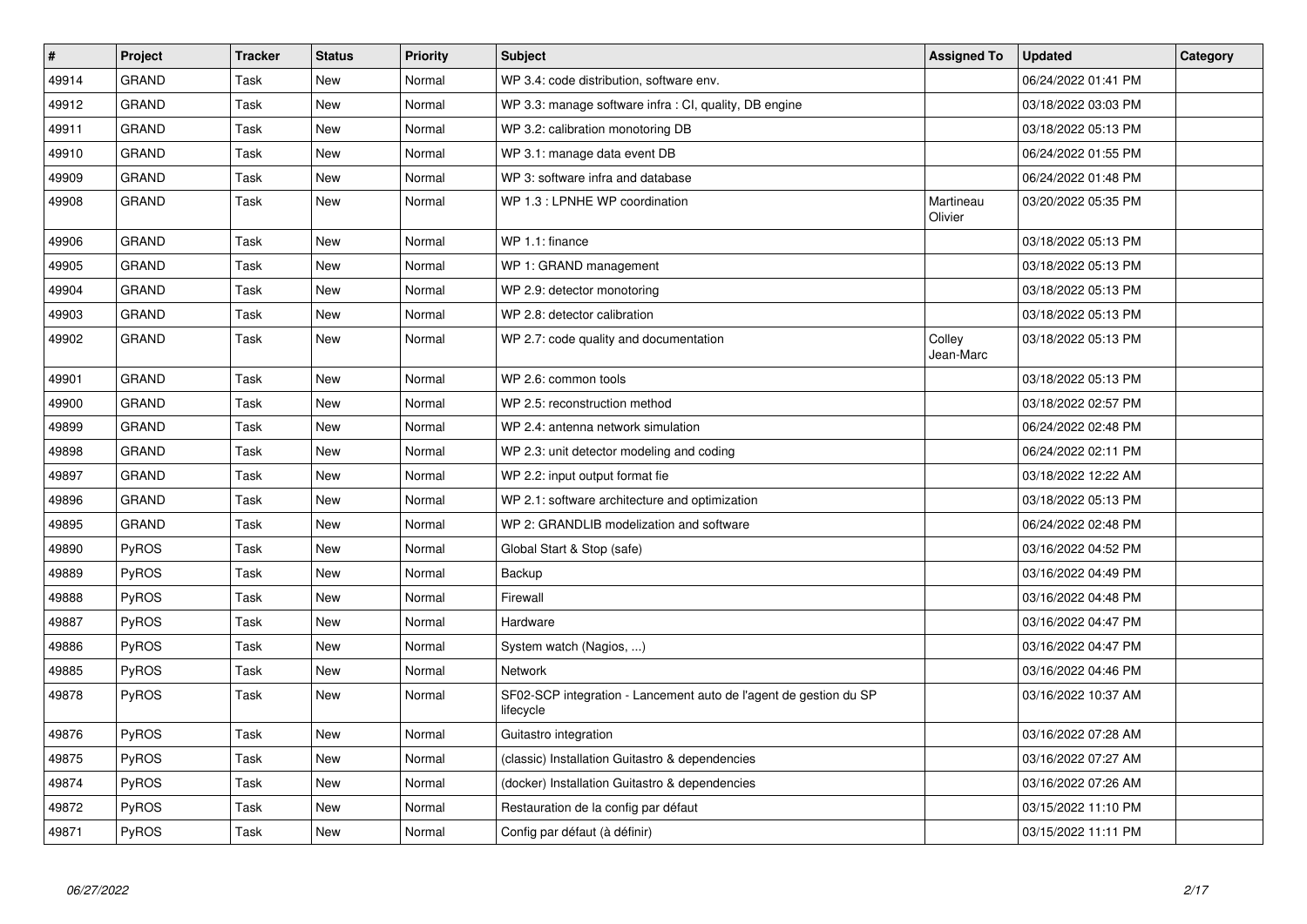| # | Project | Tracker | Status | Priority | Subject | Assigned To | Updated | Category |
|---|---|---|---|---|---|---|---|---|
| 49914 | GRAND | Task | New | Normal | WP 3.4: code distribution, software env. | | 06/24/2022 01:41 PM | |
| 49912 | GRAND | Task | New | Normal | WP 3.3: manage software infra : CI, quality, DB engine | | 03/18/2022 03:03 PM | |
| 49911 | GRAND | Task | New | Normal | WP 3.2: calibration monotoring DB | | 03/18/2022 05:13 PM | |
| 49910 | GRAND | Task | New | Normal | WP 3.1: manage data event DB | | 06/24/2022 01:55 PM | |
| 49909 | GRAND | Task | New | Normal | WP 3: software infra and database | | 06/24/2022 01:48 PM | |
| 49908 | GRAND | Task | New | Normal | WP 1.3 : LPNHE WP coordination | Martineau Olivier | 03/20/2022 05:35 PM | |
| 49906 | GRAND | Task | New | Normal | WP 1.1: finance | | 03/18/2022 05:13 PM | |
| 49905 | GRAND | Task | New | Normal | WP 1: GRAND management | | 03/18/2022 05:13 PM | |
| 49904 | GRAND | Task | New | Normal | WP 2.9: detector monotoring | | 03/18/2022 05:13 PM | |
| 49903 | GRAND | Task | New | Normal | WP 2.8: detector calibration | | 03/18/2022 05:13 PM | |
| 49902 | GRAND | Task | New | Normal | WP 2.7: code quality and documentation | Colley Jean-Marc | 03/18/2022 05:13 PM | |
| 49901 | GRAND | Task | New | Normal | WP 2.6: common tools | | 03/18/2022 05:13 PM | |
| 49900 | GRAND | Task | New | Normal | WP 2.5: reconstruction method | | 03/18/2022 02:57 PM | |
| 49899 | GRAND | Task | New | Normal | WP 2.4: antenna network simulation | | 06/24/2022 02:48 PM | |
| 49898 | GRAND | Task | New | Normal | WP 2.3: unit detector modeling and coding | | 06/24/2022 02:11 PM | |
| 49897 | GRAND | Task | New | Normal | WP 2.2: input output format fie | | 03/18/2022 12:22 AM | |
| 49896 | GRAND | Task | New | Normal | WP 2.1: software architecture and optimization | | 03/18/2022 05:13 PM | |
| 49895 | GRAND | Task | New | Normal | WP 2: GRANDLIB modelization and software | | 06/24/2022 02:48 PM | |
| 49890 | PyROS | Task | New | Normal | Global Start & Stop (safe) | | 03/16/2022 04:52 PM | |
| 49889 | PyROS | Task | New | Normal | Backup | | 03/16/2022 04:49 PM | |
| 49888 | PyROS | Task | New | Normal | Firewall | | 03/16/2022 04:48 PM | |
| 49887 | PyROS | Task | New | Normal | Hardware | | 03/16/2022 04:47 PM | |
| 49886 | PyROS | Task | New | Normal | System watch (Nagios, ...) | | 03/16/2022 04:47 PM | |
| 49885 | PyROS | Task | New | Normal | Network | | 03/16/2022 04:46 PM | |
| 49878 | PyROS | Task | New | Normal | SF02-SCP integration - Lancement auto de l'agent de gestion du SP lifecycle | | 03/16/2022 10:37 AM | |
| 49876 | PyROS | Task | New | Normal | Guitastro integration | | 03/16/2022 07:28 AM | |
| 49875 | PyROS | Task | New | Normal | (classic) Installation Guitastro & dependencies | | 03/16/2022 07:27 AM | |
| 49874 | PyROS | Task | New | Normal | (docker) Installation Guitastro & dependencies | | 03/16/2022 07:26 AM | |
| 49872 | PyROS | Task | New | Normal | Restauration de la config par défaut | | 03/15/2022 11:10 PM | |
| 49871 | PyROS | Task | New | Normal | Config par défaut (à définir) | | 03/15/2022 11:11 PM | |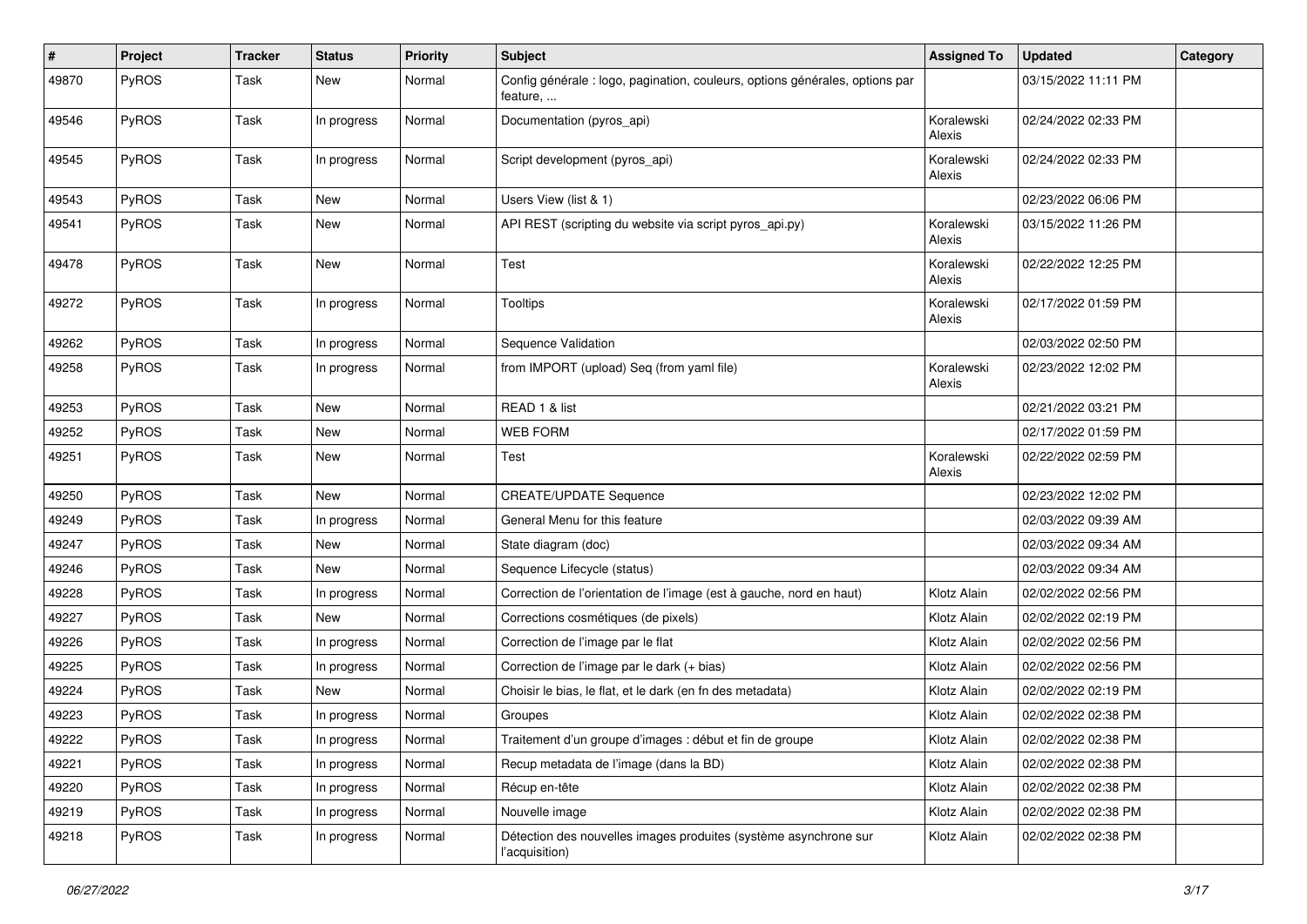| # | Project | Tracker | Status | Priority | Subject | Assigned To | Updated | Category |
| --- | --- | --- | --- | --- | --- | --- | --- | --- |
| 49870 | PyROS | Task | New | Normal | Config générale : logo, pagination, couleurs, options générales, options par feature, ... | | 03/15/2022 11:11 PM | |
| 49546 | PyROS | Task | In progress | Normal | Documentation (pyros_api) | Koralewski Alexis | 02/24/2022 02:33 PM | |
| 49545 | PyROS | Task | In progress | Normal | Script development (pyros_api) | Koralewski Alexis | 02/24/2022 02:33 PM | |
| 49543 | PyROS | Task | New | Normal | Users View (list & 1) | | 02/23/2022 06:06 PM | |
| 49541 | PyROS | Task | New | Normal | API REST (scripting du website via script pyros_api.py) | Koralewski Alexis | 03/15/2022 11:26 PM | |
| 49478 | PyROS | Task | New | Normal | Test | Koralewski Alexis | 02/22/2022 12:25 PM | |
| 49272 | PyROS | Task | In progress | Normal | Tooltips | Koralewski Alexis | 02/17/2022 01:59 PM | |
| 49262 | PyROS | Task | In progress | Normal | Sequence Validation | | 02/03/2022 02:50 PM | |
| 49258 | PyROS | Task | In progress | Normal | from IMPORT (upload) Seq (from yaml file) | Koralewski Alexis | 02/23/2022 12:02 PM | |
| 49253 | PyROS | Task | New | Normal | READ 1 & list | | 02/21/2022 03:21 PM | |
| 49252 | PyROS | Task | New | Normal | WEB FORM | | 02/17/2022 01:59 PM | |
| 49251 | PyROS | Task | New | Normal | Test | Koralewski Alexis | 02/22/2022 02:59 PM | |
| 49250 | PyROS | Task | New | Normal | CREATE/UPDATE Sequence | | 02/23/2022 12:02 PM | |
| 49249 | PyROS | Task | In progress | Normal | General Menu for this feature | | 02/03/2022 09:39 AM | |
| 49247 | PyROS | Task | New | Normal | State diagram (doc) | | 02/03/2022 09:34 AM | |
| 49246 | PyROS | Task | New | Normal | Sequence Lifecycle (status) | | 02/03/2022 09:34 AM | |
| 49228 | PyROS | Task | In progress | Normal | Correction de l'orientation de l'image (est à gauche, nord en haut) | Klotz Alain | 02/02/2022 02:56 PM | |
| 49227 | PyROS | Task | New | Normal | Corrections cosmétiques (de pixels) | Klotz Alain | 02/02/2022 02:19 PM | |
| 49226 | PyROS | Task | In progress | Normal | Correction de l'image par le flat | Klotz Alain | 02/02/2022 02:56 PM | |
| 49225 | PyROS | Task | In progress | Normal | Correction de l'image par le dark (+ bias) | Klotz Alain | 02/02/2022 02:56 PM | |
| 49224 | PyROS | Task | New | Normal | Choisir le bias, le flat, et le dark (en fn des metadata) | Klotz Alain | 02/02/2022 02:19 PM | |
| 49223 | PyROS | Task | In progress | Normal | Groupes | Klotz Alain | 02/02/2022 02:38 PM | |
| 49222 | PyROS | Task | In progress | Normal | Traitement d'un groupe d'images : début et fin de groupe | Klotz Alain | 02/02/2022 02:38 PM | |
| 49221 | PyROS | Task | In progress | Normal | Recup metadata de l'image (dans la BD) | Klotz Alain | 02/02/2022 02:38 PM | |
| 49220 | PyROS | Task | In progress | Normal | Récup en-tête | Klotz Alain | 02/02/2022 02:38 PM | |
| 49219 | PyROS | Task | In progress | Normal | Nouvelle image | Klotz Alain | 02/02/2022 02:38 PM | |
| 49218 | PyROS | Task | In progress | Normal | Détection des nouvelles images produites (système asynchrone sur l'acquisition) | Klotz Alain | 02/02/2022 02:38 PM | |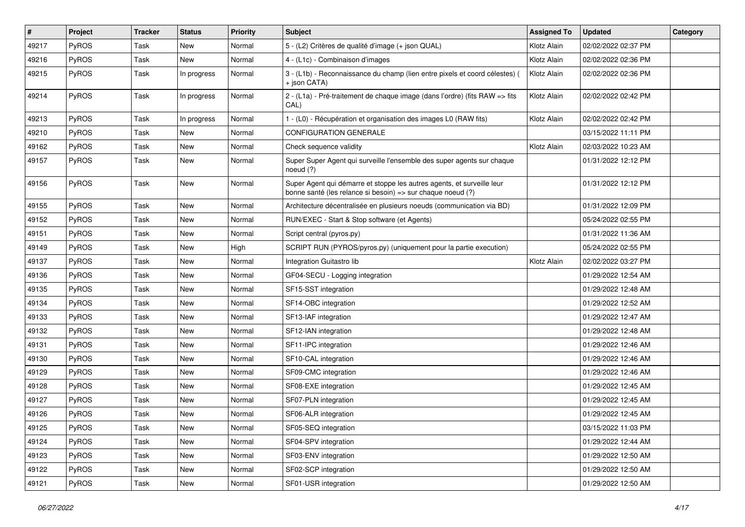| # | Project | Tracker | Status | Priority | Subject | Assigned To | Updated | Category |
|---|---|---|---|---|---|---|---|---|
| 49217 | PyROS | Task | New | Normal | 5 - (L2) Critères de qualité d'image (+ json QUAL) | Klotz Alain | 02/02/2022 02:37 PM | |
| 49216 | PyROS | Task | New | Normal | 4 - (L1c) - Combinaison d'images | Klotz Alain | 02/02/2022 02:36 PM | |
| 49215 | PyROS | Task | In progress | Normal | 3 - (L1b) - Reconnaissance du champ (lien entre pixels et coord célestes) ( + json CATA) | Klotz Alain | 02/02/2022 02:36 PM | |
| 49214 | PyROS | Task | In progress | Normal | 2 - (L1a) - Pré-traitement de chaque image (dans l'ordre) (fits RAW => fits CAL) | Klotz Alain | 02/02/2022 02:42 PM | |
| 49213 | PyROS | Task | In progress | Normal | 1 - (L0) - Récupération et organisation des images L0 (RAW fits) | Klotz Alain | 02/02/2022 02:42 PM | |
| 49210 | PyROS | Task | New | Normal | CONFIGURATION GENERALE | | 03/15/2022 11:11 PM | |
| 49162 | PyROS | Task | New | Normal | Check sequence validity | Klotz Alain | 02/03/2022 10:23 AM | |
| 49157 | PyROS | Task | New | Normal | Super Super Agent qui surveille l'ensemble des super agents sur chaque noeud (?) | | 01/31/2022 12:12 PM | |
| 49156 | PyROS | Task | New | Normal | Super Agent qui démarre et stoppe les autres agents, et surveille leur bonne santé (les relance si besoin) => sur chaque noeud (?) | | 01/31/2022 12:12 PM | |
| 49155 | PyROS | Task | New | Normal | Architecture décentralisée en plusieurs noeuds (communication via BD) | | 01/31/2022 12:09 PM | |
| 49152 | PyROS | Task | New | Normal | RUN/EXEC - Start & Stop software (et Agents) | | 05/24/2022 02:55 PM | |
| 49151 | PyROS | Task | New | Normal | Script central (pyros.py) | | 01/31/2022 11:36 AM | |
| 49149 | PyROS | Task | New | High | SCRIPT RUN (PYROS/pyros.py) (uniquement pour la partie execution) | | 05/24/2022 02:55 PM | |
| 49137 | PyROS | Task | New | Normal | Integration Guitastro lib | Klotz Alain | 02/02/2022 03:27 PM | |
| 49136 | PyROS | Task | New | Normal | GF04-SECU - Logging integration | | 01/29/2022 12:54 AM | |
| 49135 | PyROS | Task | New | Normal | SF15-SST integration | | 01/29/2022 12:48 AM | |
| 49134 | PyROS | Task | New | Normal | SF14-OBC integration | | 01/29/2022 12:52 AM | |
| 49133 | PyROS | Task | New | Normal | SF13-IAF integration | | 01/29/2022 12:47 AM | |
| 49132 | PyROS | Task | New | Normal | SF12-IAN integration | | 01/29/2022 12:48 AM | |
| 49131 | PyROS | Task | New | Normal | SF11-IPC integration | | 01/29/2022 12:46 AM | |
| 49130 | PyROS | Task | New | Normal | SF10-CAL integration | | 01/29/2022 12:46 AM | |
| 49129 | PyROS | Task | New | Normal | SF09-CMC integration | | 01/29/2022 12:46 AM | |
| 49128 | PyROS | Task | New | Normal | SF08-EXE integration | | 01/29/2022 12:45 AM | |
| 49127 | PyROS | Task | New | Normal | SF07-PLN integration | | 01/29/2022 12:45 AM | |
| 49126 | PyROS | Task | New | Normal | SF06-ALR integration | | 01/29/2022 12:45 AM | |
| 49125 | PyROS | Task | New | Normal | SF05-SEQ integration | | 03/15/2022 11:03 PM | |
| 49124 | PyROS | Task | New | Normal | SF04-SPV integration | | 01/29/2022 12:44 AM | |
| 49123 | PyROS | Task | New | Normal | SF03-ENV integration | | 01/29/2022 12:50 AM | |
| 49122 | PyROS | Task | New | Normal | SF02-SCP integration | | 01/29/2022 12:50 AM | |
| 49121 | PyROS | Task | New | Normal | SF01-USR integration | | 01/29/2022 12:50 AM | |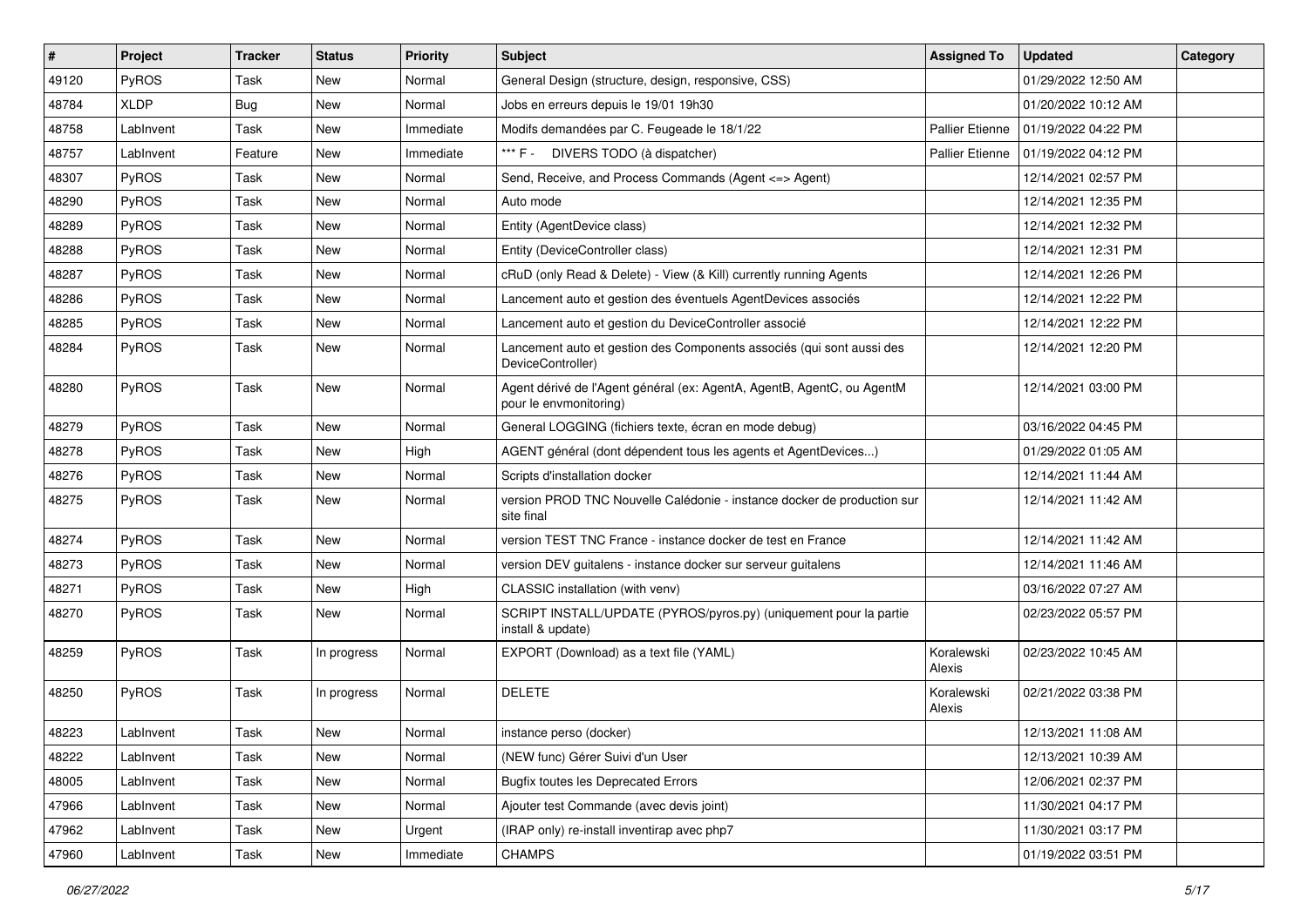| # | Project | Tracker | Status | Priority | Subject | Assigned To | Updated | Category |
|---|---|---|---|---|---|---|---|---|
| 49120 | PyROS | Task | New | Normal | General Design (structure, design, responsive, CSS) | | 01/29/2022 12:50 AM | |
| 48784 | XLDP | Bug | New | Normal | Jobs en erreurs depuis le 19/01 19h30 | | 01/20/2022 10:12 AM | |
| 48758 | LabInvent | Task | New | Immediate | Modifs demandées par C. Feugeade le 18/1/22 | Pallier Etienne | 01/19/2022 04:22 PM | |
| 48757 | LabInvent | Feature | New | Immediate | *** F - DIVERS TODO (à dispatcher) | Pallier Etienne | 01/19/2022 04:12 PM | |
| 48307 | PyROS | Task | New | Normal | Send, Receive, and Process Commands (Agent <=> Agent) | | 12/14/2021 02:57 PM | |
| 48290 | PyROS | Task | New | Normal | Auto mode | | 12/14/2021 12:35 PM | |
| 48289 | PyROS | Task | New | Normal | Entity (AgentDevice class) | | 12/14/2021 12:32 PM | |
| 48288 | PyROS | Task | New | Normal | Entity (DeviceController class) | | 12/14/2021 12:31 PM | |
| 48287 | PyROS | Task | New | Normal | cRuD (only Read & Delete) - View (& Kill) currently running Agents | | 12/14/2021 12:26 PM | |
| 48286 | PyROS | Task | New | Normal | Lancement auto et gestion des éventuels AgentDevices associés | | 12/14/2021 12:22 PM | |
| 48285 | PyROS | Task | New | Normal | Lancement auto et gestion du DeviceController associé | | 12/14/2021 12:22 PM | |
| 48284 | PyROS | Task | New | Normal | Lancement auto et gestion des Components associés (qui sont aussi des DeviceController) | | 12/14/2021 12:20 PM | |
| 48280 | PyROS | Task | New | Normal | Agent dérivé de l'Agent général (ex: AgentA, AgentB, AgentC, ou AgentM pour le envmonitoring) | | 12/14/2021 03:00 PM | |
| 48279 | PyROS | Task | New | Normal | General LOGGING (fichiers texte, écran en mode debug) | | 03/16/2022 04:45 PM | |
| 48278 | PyROS | Task | New | High | AGENT général (dont dépendent tous les agents et AgentDevices...) | | 01/29/2022 01:05 AM | |
| 48276 | PyROS | Task | New | Normal | Scripts d'installation docker | | 12/14/2021 11:44 AM | |
| 48275 | PyROS | Task | New | Normal | version PROD TNC Nouvelle Calédonie - instance docker de production sur site final | | 12/14/2021 11:42 AM | |
| 48274 | PyROS | Task | New | Normal | version TEST TNC France - instance docker de test en France | | 12/14/2021 11:42 AM | |
| 48273 | PyROS | Task | New | Normal | version DEV guitalens - instance docker sur serveur guitalens | | 12/14/2021 11:46 AM | |
| 48271 | PyROS | Task | New | High | CLASSIC installation (with venv) | | 03/16/2022 07:27 AM | |
| 48270 | PyROS | Task | New | Normal | SCRIPT INSTALL/UPDATE (PYROS/pyros.py) (uniquement pour la partie install & update) | | 02/23/2022 05:57 PM | |
| 48259 | PyROS | Task | In progress | Normal | EXPORT (Download) as a text file (YAML) | Koralewski Alexis | 02/23/2022 10:45 AM | |
| 48250 | PyROS | Task | In progress | Normal | DELETE | Koralewski Alexis | 02/21/2022 03:38 PM | |
| 48223 | LabInvent | Task | New | Normal | instance perso (docker) | | 12/13/2021 11:08 AM | |
| 48222 | LabInvent | Task | New | Normal | (NEW func) Gérer Suivi d'un User | | 12/13/2021 10:39 AM | |
| 48005 | LabInvent | Task | New | Normal | Bugfix toutes les Deprecated Errors | | 12/06/2021 02:37 PM | |
| 47966 | LabInvent | Task | New | Normal | Ajouter test Commande (avec devis joint) | | 11/30/2021 04:17 PM | |
| 47962 | LabInvent | Task | New | Urgent | (IRAP only) re-install inventirap avec php7 | | 11/30/2021 03:17 PM | |
| 47960 | LabInvent | Task | New | Immediate | CHAMPS | | 01/19/2022 03:51 PM | |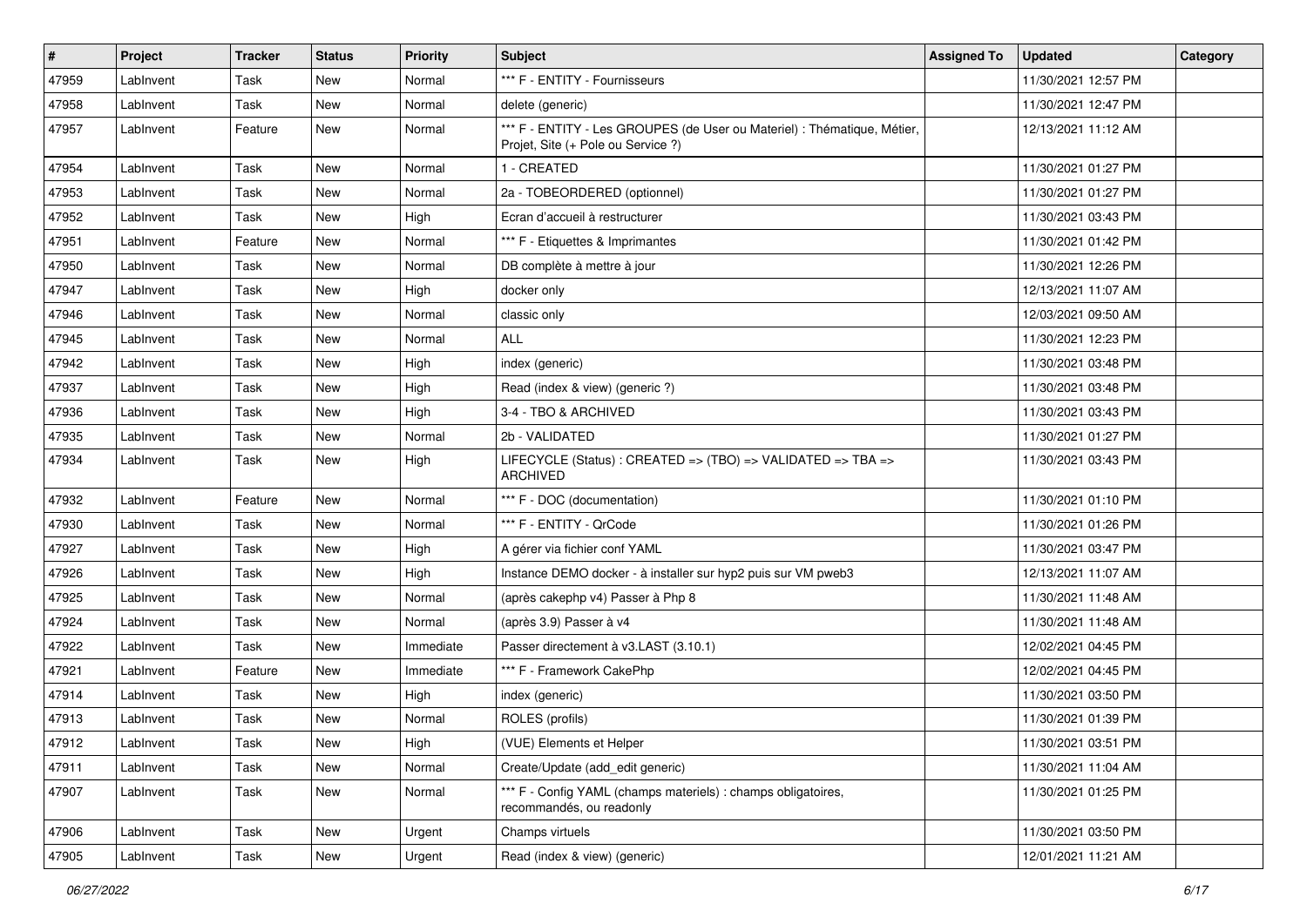| # | Project | Tracker | Status | Priority | Subject | Assigned To | Updated | Category |
|---|---|---|---|---|---|---|---|---|
| 47959 | LabInvent | Task | New | Normal | *** F - ENTITY - Fournisseurs | | 11/30/2021 12:57 PM | |
| 47958 | LabInvent | Task | New | Normal | delete (generic) | | 11/30/2021 12:47 PM | |
| 47957 | LabInvent | Feature | New | Normal | *** F - ENTITY - Les GROUPES (de User ou Materiel) : Thématique, Métier, Projet, Site (+ Pole ou Service ?) | | 12/13/2021 11:12 AM | |
| 47954 | LabInvent | Task | New | Normal | 1 - CREATED | | 11/30/2021 01:27 PM | |
| 47953 | LabInvent | Task | New | Normal | 2a - TOBEORDERED (optionnel) | | 11/30/2021 01:27 PM | |
| 47952 | LabInvent | Task | New | High | Ecran d'accueil à restructurer | | 11/30/2021 03:43 PM | |
| 47951 | LabInvent | Feature | New | Normal | *** F - Etiquettes & Imprimantes | | 11/30/2021 01:42 PM | |
| 47950 | LabInvent | Task | New | Normal | DB complète à mettre à jour | | 11/30/2021 12:26 PM | |
| 47947 | LabInvent | Task | New | High | docker only | | 12/13/2021 11:07 AM | |
| 47946 | LabInvent | Task | New | Normal | classic only | | 12/03/2021 09:50 AM | |
| 47945 | LabInvent | Task | New | Normal | ALL | | 11/30/2021 12:23 PM | |
| 47942 | LabInvent | Task | New | High | index (generic) | | 11/30/2021 03:48 PM | |
| 47937 | LabInvent | Task | New | High | Read (index & view) (generic ?) | | 11/30/2021 03:48 PM | |
| 47936 | LabInvent | Task | New | High | 3-4 - TBO & ARCHIVED | | 11/30/2021 03:43 PM | |
| 47935 | LabInvent | Task | New | Normal | 2b - VALIDATED | | 11/30/2021 01:27 PM | |
| 47934 | LabInvent | Task | New | High | LIFECYCLE (Status) : CREATED => (TBO) => VALIDATED => TBA => ARCHIVED | | 11/30/2021 03:43 PM | |
| 47932 | LabInvent | Feature | New | Normal | *** F - DOC (documentation) | | 11/30/2021 01:10 PM | |
| 47930 | LabInvent | Task | New | Normal | *** F - ENTITY - QrCode | | 11/30/2021 01:26 PM | |
| 47927 | LabInvent | Task | New | High | A gérer via fichier conf YAML | | 11/30/2021 03:47 PM | |
| 47926 | LabInvent | Task | New | High | Instance DEMO docker - à installer sur hyp2 puis sur VM pweb3 | | 12/13/2021 11:07 AM | |
| 47925 | LabInvent | Task | New | Normal | (après cakephp v4) Passer à Php 8 | | 11/30/2021 11:48 AM | |
| 47924 | LabInvent | Task | New | Normal | (après 3.9) Passer à v4 | | 11/30/2021 11:48 AM | |
| 47922 | LabInvent | Task | New | Immediate | Passer directement à v3.LAST (3.10.1) | | 12/02/2021 04:45 PM | |
| 47921 | LabInvent | Feature | New | Immediate | *** F - Framework CakePhp | | 12/02/2021 04:45 PM | |
| 47914 | LabInvent | Task | New | High | index (generic) | | 11/30/2021 03:50 PM | |
| 47913 | LabInvent | Task | New | Normal | ROLES (profils) | | 11/30/2021 01:39 PM | |
| 47912 | LabInvent | Task | New | High | (VUE) Elements et Helper | | 11/30/2021 03:51 PM | |
| 47911 | LabInvent | Task | New | Normal | Create/Update (add_edit generic) | | 11/30/2021 11:04 AM | |
| 47907 | LabInvent | Task | New | Normal | *** F - Config YAML (champs materiels) : champs obligatoires, recommandés, ou readonly | | 11/30/2021 01:25 PM | |
| 47906 | LabInvent | Task | New | Urgent | Champs virtuels | | 11/30/2021 03:50 PM | |
| 47905 | LabInvent | Task | New | Urgent | Read (index & view) (generic) | | 12/01/2021 11:21 AM | |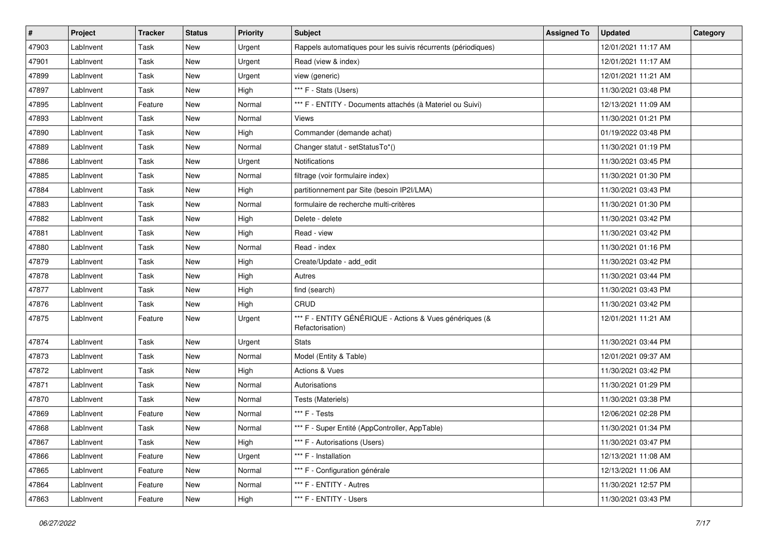| # | Project | Tracker | Status | Priority | Subject | Assigned To | Updated | Category |
|---|---|---|---|---|---|---|---|---|
| 47903 | LabInvent | Task | New | Urgent | Rappels automatiques pour les suivis récurrents (périodiques) | | 12/01/2021 11:17 AM | |
| 47901 | LabInvent | Task | New | Urgent | Read (view & index) | | 12/01/2021 11:17 AM | |
| 47899 | LabInvent | Task | New | Urgent | view (generic) | | 12/01/2021 11:21 AM | |
| 47897 | LabInvent | Task | New | High | *** F - Stats (Users) | | 11/30/2021 03:48 PM | |
| 47895 | LabInvent | Feature | New | Normal | *** F - ENTITY - Documents attachés (à Materiel ou Suivi) | | 12/13/2021 11:09 AM | |
| 47893 | LabInvent | Task | New | Normal | Views | | 11/30/2021 01:21 PM | |
| 47890 | LabInvent | Task | New | High | Commander (demande achat) | | 01/19/2022 03:48 PM | |
| 47889 | LabInvent | Task | New | Normal | Changer statut - setStatusTo*() | | 11/30/2021 01:19 PM | |
| 47886 | LabInvent | Task | New | Urgent | Notifications | | 11/30/2021 03:45 PM | |
| 47885 | LabInvent | Task | New | Normal | filtrage (voir formulaire index) | | 11/30/2021 01:30 PM | |
| 47884 | LabInvent | Task | New | High | partitionnement par Site (besoin IP2I/LMA) | | 11/30/2021 03:43 PM | |
| 47883 | LabInvent | Task | New | Normal | formulaire de recherche multi-critères | | 11/30/2021 01:30 PM | |
| 47882 | LabInvent | Task | New | High | Delete - delete | | 11/30/2021 03:42 PM | |
| 47881 | LabInvent | Task | New | High | Read - view | | 11/30/2021 03:42 PM | |
| 47880 | LabInvent | Task | New | Normal | Read - index | | 11/30/2021 01:16 PM | |
| 47879 | LabInvent | Task | New | High | Create/Update - add_edit | | 11/30/2021 03:42 PM | |
| 47878 | LabInvent | Task | New | High | Autres | | 11/30/2021 03:44 PM | |
| 47877 | LabInvent | Task | New | High | find (search) | | 11/30/2021 03:43 PM | |
| 47876 | LabInvent | Task | New | High | CRUD | | 11/30/2021 03:42 PM | |
| 47875 | LabInvent | Feature | New | Urgent | *** F - ENTITY GÉNÉRIQUE - Actions & Vues génériques (& Refactorisation) | | 12/01/2021 11:21 AM | |
| 47874 | LabInvent | Task | New | Urgent | Stats | | 11/30/2021 03:44 PM | |
| 47873 | LabInvent | Task | New | Normal | Model (Entity & Table) | | 12/01/2021 09:37 AM | |
| 47872 | LabInvent | Task | New | High | Actions & Vues | | 11/30/2021 03:42 PM | |
| 47871 | LabInvent | Task | New | Normal | Autorisations | | 11/30/2021 01:29 PM | |
| 47870 | LabInvent | Task | New | Normal | Tests (Materiels) | | 11/30/2021 03:38 PM | |
| 47869 | LabInvent | Feature | New | Normal | *** F - Tests | | 12/06/2021 02:28 PM | |
| 47868 | LabInvent | Task | New | Normal | *** F - Super Entité (AppController, AppTable) | | 11/30/2021 01:34 PM | |
| 47867 | LabInvent | Task | New | High | *** F - Autorisations (Users) | | 11/30/2021 03:47 PM | |
| 47866 | LabInvent | Feature | New | Urgent | *** F - Installation | | 12/13/2021 11:08 AM | |
| 47865 | LabInvent | Feature | New | Normal | *** F - Configuration générale | | 12/13/2021 11:06 AM | |
| 47864 | LabInvent | Feature | New | Normal | *** F - ENTITY - Autres | | 11/30/2021 12:57 PM | |
| 47863 | LabInvent | Feature | New | High | *** F - ENTITY - Users | | 11/30/2021 03:43 PM | |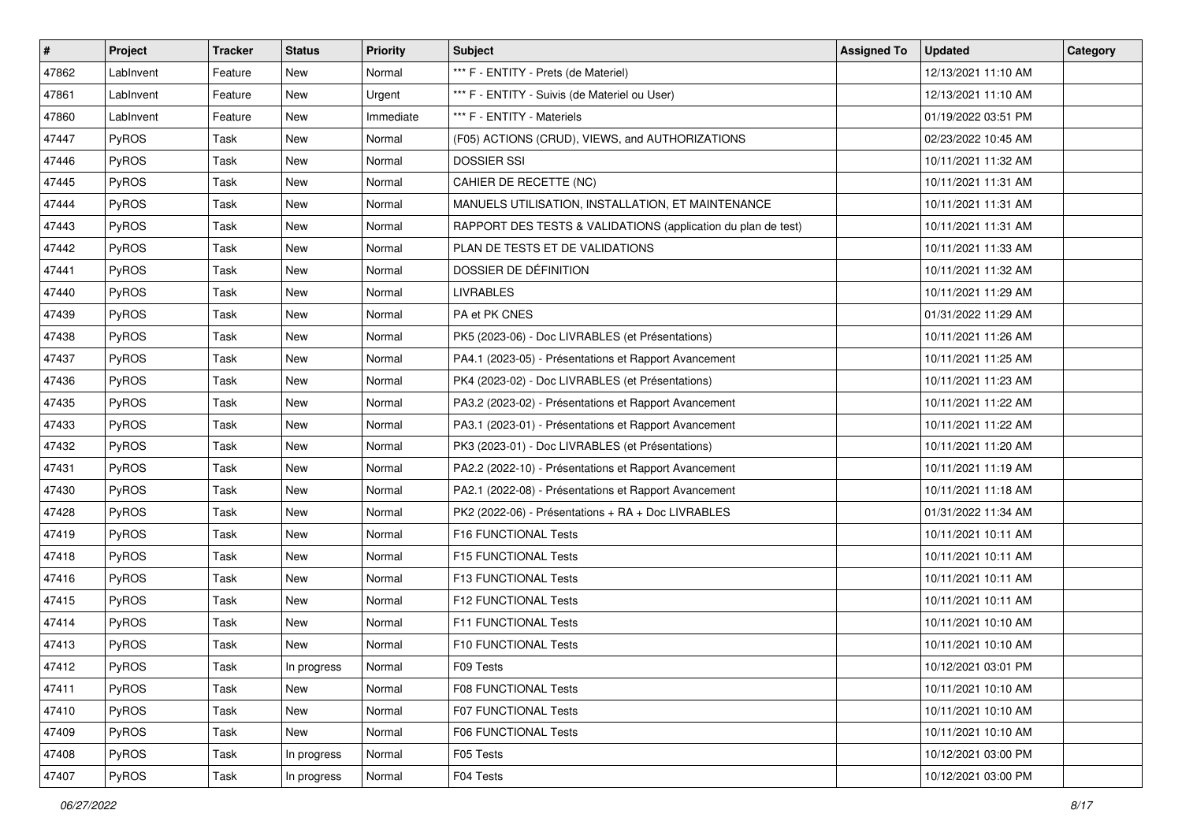| # | Project | Tracker | Status | Priority | Subject | Assigned To | Updated | Category |
|---|---|---|---|---|---|---|---|---|
| 47862 | LabInvent | Feature | New | Normal | *** F - ENTITY - Prets (de Materiel) | | 12/13/2021 11:10 AM | |
| 47861 | LabInvent | Feature | New | Urgent | *** F - ENTITY - Suivis (de Materiel ou User) | | 12/13/2021 11:10 AM | |
| 47860 | LabInvent | Feature | New | Immediate | *** F - ENTITY - Materiels | | 01/19/2022 03:51 PM | |
| 47447 | PyROS | Task | New | Normal | (F05) ACTIONS (CRUD), VIEWS, and AUTHORIZATIONS | | 02/23/2022 10:45 AM | |
| 47446 | PyROS | Task | New | Normal | DOSSIER SSI | | 10/11/2021 11:32 AM | |
| 47445 | PyROS | Task | New | Normal | CAHIER DE RECETTE (NC) | | 10/11/2021 11:31 AM | |
| 47444 | PyROS | Task | New | Normal | MANUELS UTILISATION, INSTALLATION, ET MAINTENANCE | | 10/11/2021 11:31 AM | |
| 47443 | PyROS | Task | New | Normal | RAPPORT DES TESTS & VALIDATIONS (application du plan de test) | | 10/11/2021 11:31 AM | |
| 47442 | PyROS | Task | New | Normal | PLAN DE TESTS ET DE VALIDATIONS | | 10/11/2021 11:33 AM | |
| 47441 | PyROS | Task | New | Normal | DOSSIER DE DÉFINITION | | 10/11/2021 11:32 AM | |
| 47440 | PyROS | Task | New | Normal | LIVRABLES | | 10/11/2021 11:29 AM | |
| 47439 | PyROS | Task | New | Normal | PA et PK CNES | | 01/31/2022 11:29 AM | |
| 47438 | PyROS | Task | New | Normal | PK5 (2023-06) - Doc LIVRABLES (et Présentations) | | 10/11/2021 11:26 AM | |
| 47437 | PyROS | Task | New | Normal | PA4.1 (2023-05) - Présentations et Rapport Avancement | | 10/11/2021 11:25 AM | |
| 47436 | PyROS | Task | New | Normal | PK4 (2023-02) - Doc LIVRABLES (et Présentations) | | 10/11/2021 11:23 AM | |
| 47435 | PyROS | Task | New | Normal | PA3.2 (2023-02) - Présentations et Rapport Avancement | | 10/11/2021 11:22 AM | |
| 47433 | PyROS | Task | New | Normal | PA3.1 (2023-01) - Présentations et Rapport Avancement | | 10/11/2021 11:22 AM | |
| 47432 | PyROS | Task | New | Normal | PK3 (2023-01) - Doc LIVRABLES (et Présentations) | | 10/11/2021 11:20 AM | |
| 47431 | PyROS | Task | New | Normal | PA2.2 (2022-10) - Présentations et Rapport Avancement | | 10/11/2021 11:19 AM | |
| 47430 | PyROS | Task | New | Normal | PA2.1 (2022-08) - Présentations et Rapport Avancement | | 10/11/2021 11:18 AM | |
| 47428 | PyROS | Task | New | Normal | PK2 (2022-06) - Présentations + RA + Doc LIVRABLES | | 01/31/2022 11:34 AM | |
| 47419 | PyROS | Task | New | Normal | F16 FUNCTIONAL Tests | | 10/11/2021 10:11 AM | |
| 47418 | PyROS | Task | New | Normal | F15 FUNCTIONAL Tests | | 10/11/2021 10:11 AM | |
| 47416 | PyROS | Task | New | Normal | F13 FUNCTIONAL Tests | | 10/11/2021 10:11 AM | |
| 47415 | PyROS | Task | New | Normal | F12 FUNCTIONAL Tests | | 10/11/2021 10:11 AM | |
| 47414 | PyROS | Task | New | Normal | F11 FUNCTIONAL Tests | | 10/11/2021 10:10 AM | |
| 47413 | PyROS | Task | New | Normal | F10 FUNCTIONAL Tests | | 10/11/2021 10:10 AM | |
| 47412 | PyROS | Task | In progress | Normal | F09 Tests | | 10/12/2021 03:01 PM | |
| 47411 | PyROS | Task | New | Normal | F08 FUNCTIONAL Tests | | 10/11/2021 10:10 AM | |
| 47410 | PyROS | Task | New | Normal | F07 FUNCTIONAL Tests | | 10/11/2021 10:10 AM | |
| 47409 | PyROS | Task | New | Normal | F06 FUNCTIONAL Tests | | 10/11/2021 10:10 AM | |
| 47408 | PyROS | Task | In progress | Normal | F05 Tests | | 10/12/2021 03:00 PM | |
| 47407 | PyROS | Task | In progress | Normal | F04 Tests | | 10/12/2021 03:00 PM | |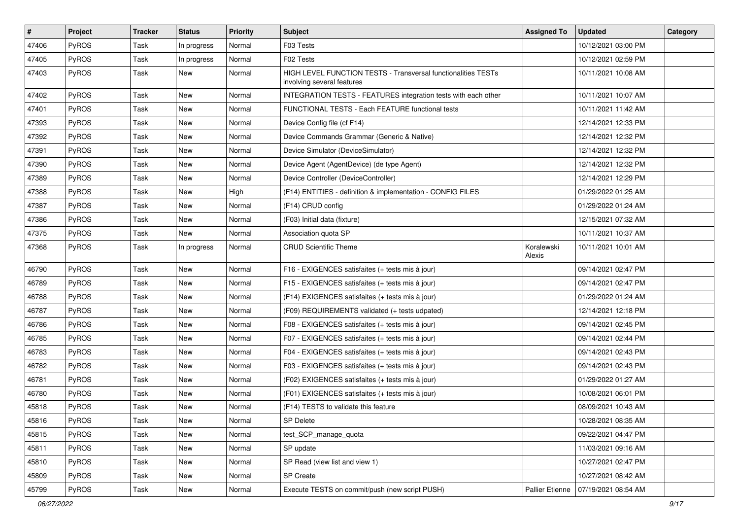| # | Project | Tracker | Status | Priority | Subject | Assigned To | Updated | Category |
|---|---|---|---|---|---|---|---|---|
| 47406 | PyROS | Task | In progress | Normal | F03 Tests | | 10/12/2021 03:00 PM | |
| 47405 | PyROS | Task | In progress | Normal | F02 Tests | | 10/12/2021 02:59 PM | |
| 47403 | PyROS | Task | New | Normal | HIGH LEVEL FUNCTION TESTS - Transversal functionalities TESTs involving several features | | 10/11/2021 10:08 AM | |
| 47402 | PyROS | Task | New | Normal | INTEGRATION TESTS - FEATURES integration tests with each other | | 10/11/2021 10:07 AM | |
| 47401 | PyROS | Task | New | Normal | FUNCTIONAL TESTS - Each FEATURE functional tests | | 10/11/2021 11:42 AM | |
| 47393 | PyROS | Task | New | Normal | Device Config file (cf F14) | | 12/14/2021 12:33 PM | |
| 47392 | PyROS | Task | New | Normal | Device Commands Grammar (Generic & Native) | | 12/14/2021 12:32 PM | |
| 47391 | PyROS | Task | New | Normal | Device Simulator (DeviceSimulator) | | 12/14/2021 12:32 PM | |
| 47390 | PyROS | Task | New | Normal | Device Agent (AgentDevice) (de type Agent) | | 12/14/2021 12:32 PM | |
| 47389 | PyROS | Task | New | Normal | Device Controller (DeviceController) | | 12/14/2021 12:29 PM | |
| 47388 | PyROS | Task | New | High | (F14) ENTITIES - definition & implementation - CONFIG FILES | | 01/29/2022 01:25 AM | |
| 47387 | PyROS | Task | New | Normal | (F14) CRUD config | | 01/29/2022 01:24 AM | |
| 47386 | PyROS | Task | New | Normal | (F03) Initial data (fixture) | | 12/15/2021 07:32 AM | |
| 47375 | PyROS | Task | New | Normal | Association quota SP | | 10/11/2021 10:37 AM | |
| 47368 | PyROS | Task | In progress | Normal | CRUD Scientific Theme | Koralewski Alexis | 10/11/2021 10:01 AM | |
| 46790 | PyROS | Task | New | Normal | F16 - EXIGENCES satisfaites (+ tests mis à jour) | | 09/14/2021 02:47 PM | |
| 46789 | PyROS | Task | New | Normal | F15 - EXIGENCES satisfaites (+ tests mis à jour) | | 09/14/2021 02:47 PM | |
| 46788 | PyROS | Task | New | Normal | (F14) EXIGENCES satisfaites (+ tests mis à jour) | | 01/29/2022 01:24 AM | |
| 46787 | PyROS | Task | New | Normal | (F09) REQUIREMENTS validated (+ tests udpated) | | 12/14/2021 12:18 PM | |
| 46786 | PyROS | Task | New | Normal | F08 - EXIGENCES satisfaites (+ tests mis à jour) | | 09/14/2021 02:45 PM | |
| 46785 | PyROS | Task | New | Normal | F07 - EXIGENCES satisfaites (+ tests mis à jour) | | 09/14/2021 02:44 PM | |
| 46783 | PyROS | Task | New | Normal | F04 - EXIGENCES satisfaites (+ tests mis à jour) | | 09/14/2021 02:43 PM | |
| 46782 | PyROS | Task | New | Normal | F03 - EXIGENCES satisfaites (+ tests mis à jour) | | 09/14/2021 02:43 PM | |
| 46781 | PyROS | Task | New | Normal | (F02) EXIGENCES satisfaites (+ tests mis à jour) | | 01/29/2022 01:27 AM | |
| 46780 | PyROS | Task | New | Normal | (F01) EXIGENCES satisfaites (+ tests mis à jour) | | 10/08/2021 06:01 PM | |
| 45818 | PyROS | Task | New | Normal | (F14) TESTS to validate this feature | | 08/09/2021 10:43 AM | |
| 45816 | PyROS | Task | New | Normal | SP Delete | | 10/28/2021 08:35 AM | |
| 45815 | PyROS | Task | New | Normal | test_SCP_manage_quota | | 09/22/2021 04:47 PM | |
| 45811 | PyROS | Task | New | Normal | SP update | | 11/03/2021 09:16 AM | |
| 45810 | PyROS | Task | New | Normal | SP Read (view list and view 1) | | 10/27/2021 02:47 PM | |
| 45809 | PyROS | Task | New | Normal | SP Create | | 10/27/2021 08:42 AM | |
| 45799 | PyROS | Task | New | Normal | Execute TESTS on commit/push (new script PUSH) | Pallier Etienne | 07/19/2021 08:54 AM | |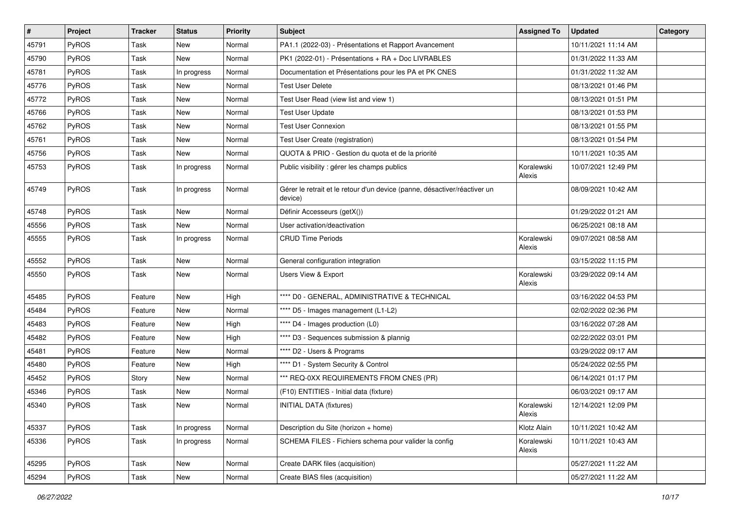| # | Project | Tracker | Status | Priority | Subject | Assigned To | Updated | Category |
|---|---|---|---|---|---|---|---|---|
| 45791 | PyROS | Task | New | Normal | PA1.1 (2022-03) - Présentations et Rapport Avancement | | 10/11/2021 11:14 AM | |
| 45790 | PyROS | Task | New | Normal | PK1 (2022-01) - Présentations + RA + Doc LIVRABLES | | 01/31/2022 11:33 AM | |
| 45781 | PyROS | Task | In progress | Normal | Documentation et Présentations pour les PA et PK CNES | | 01/31/2022 11:32 AM | |
| 45776 | PyROS | Task | New | Normal | Test User Delete | | 08/13/2021 01:46 PM | |
| 45772 | PyROS | Task | New | Normal | Test User Read (view list and view 1) | | 08/13/2021 01:51 PM | |
| 45766 | PyROS | Task | New | Normal | Test User Update | | 08/13/2021 01:53 PM | |
| 45762 | PyROS | Task | New | Normal | Test User Connexion | | 08/13/2021 01:55 PM | |
| 45761 | PyROS | Task | New | Normal | Test User Create (registration) | | 08/13/2021 01:54 PM | |
| 45756 | PyROS | Task | New | Normal | QUOTA & PRIO - Gestion du quota et de la priorité | | 10/11/2021 10:35 AM | |
| 45753 | PyROS | Task | In progress | Normal | Public visibility : gérer les champs publics | Koralewski Alexis | 10/07/2021 12:49 PM | |
| 45749 | PyROS | Task | In progress | Normal | Gérer le retrait et le retour d'un device (panne, désactiver/réactiver un device) | | 08/09/2021 10:42 AM | |
| 45748 | PyROS | Task | New | Normal | Définir Accesseurs (getX()) | | 01/29/2022 01:21 AM | |
| 45556 | PyROS | Task | New | Normal | User activation/deactivation | | 06/25/2021 08:18 AM | |
| 45555 | PyROS | Task | In progress | Normal | CRUD Time Periods | Koralewski Alexis | 09/07/2021 08:58 AM | |
| 45552 | PyROS | Task | New | Normal | General configuration integration | | 03/15/2022 11:15 PM | |
| 45550 | PyROS | Task | New | Normal | Users View & Export | Koralewski Alexis | 03/29/2022 09:14 AM | |
| 45485 | PyROS | Feature | New | High | **** D0 - GENERAL, ADMINISTRATIVE & TECHNICAL | | 03/16/2022 04:53 PM | |
| 45484 | PyROS | Feature | New | Normal | **** D5 - Images management (L1-L2) | | 02/02/2022 02:36 PM | |
| 45483 | PyROS | Feature | New | High | **** D4 - Images production (L0) | | 03/16/2022 07:28 AM | |
| 45482 | PyROS | Feature | New | High | **** D3 - Sequences submission & plannig | | 02/22/2022 03:01 PM | |
| 45481 | PyROS | Feature | New | Normal | **** D2 - Users & Programs | | 03/29/2022 09:17 AM | |
| 45480 | PyROS | Feature | New | High | **** D1 - System Security & Control | | 05/24/2022 02:55 PM | |
| 45452 | PyROS | Story | New | Normal | *** REQ-0XX REQUIREMENTS FROM CNES (PR) | | 06/14/2021 01:17 PM | |
| 45346 | PyROS | Task | New | Normal | (F10) ENTITIES - Initial data (fixture) | | 06/03/2021 09:17 AM | |
| 45340 | PyROS | Task | New | Normal | INITIAL DATA (fixtures) | Koralewski Alexis | 12/14/2021 12:09 PM | |
| 45337 | PyROS | Task | In progress | Normal | Description du Site (horizon + home) | Klotz Alain | 10/11/2021 10:42 AM | |
| 45336 | PyROS | Task | In progress | Normal | SCHEMA FILES - Fichiers schema pour valider la config | Koralewski Alexis | 10/11/2021 10:43 AM | |
| 45295 | PyROS | Task | New | Normal | Create DARK files (acquisition) | | 05/27/2021 11:22 AM | |
| 45294 | PyROS | Task | New | Normal | Create BIAS files (acquisition) | | 05/27/2021 11:22 AM | |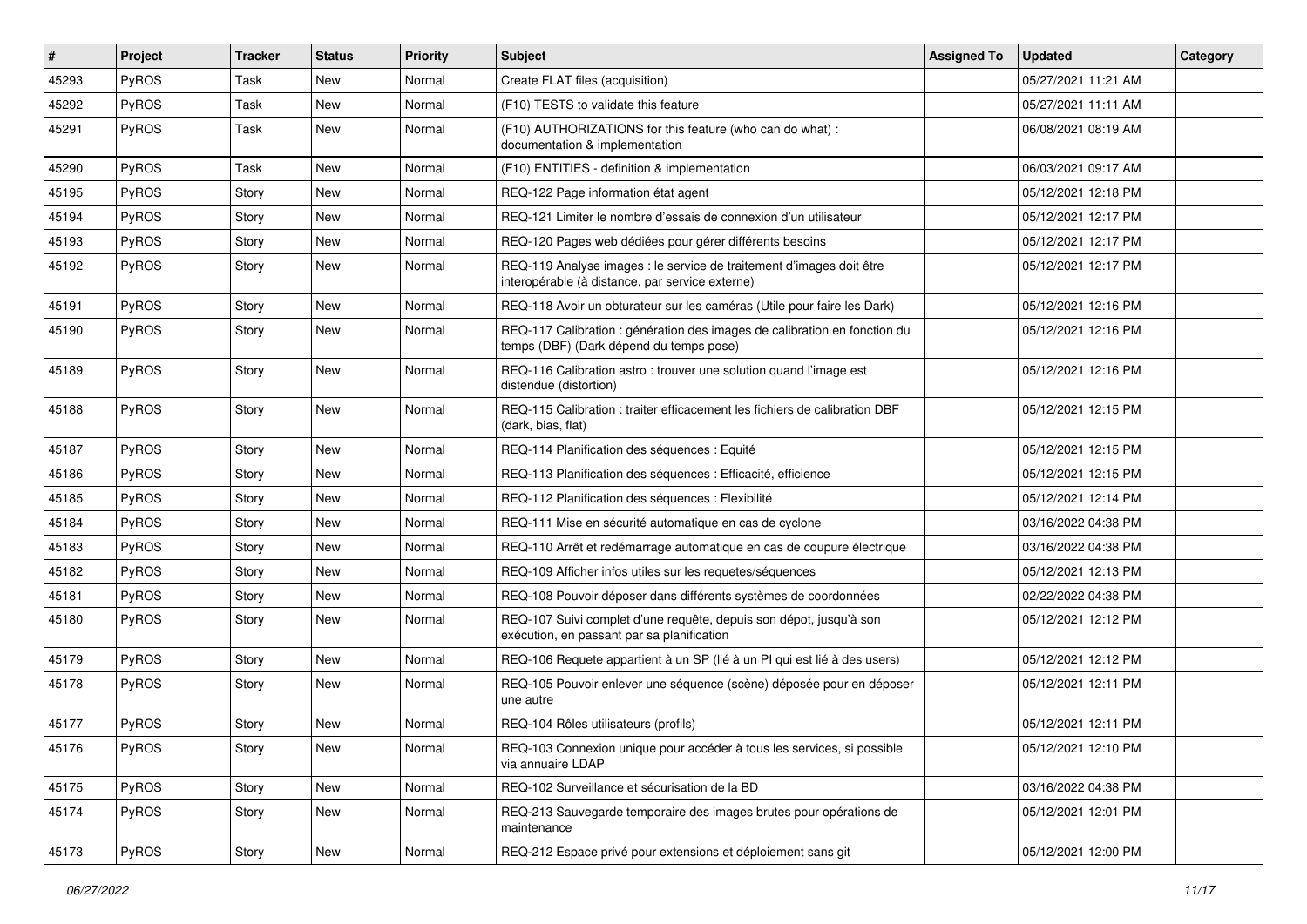| # | Project | Tracker | Status | Priority | Subject | Assigned To | Updated | Category |
|---|---|---|---|---|---|---|---|---|
| 45293 | PyROS | Task | New | Normal | Create FLAT files (acquisition) | | 05/27/2021 11:21 AM | |
| 45292 | PyROS | Task | New | Normal | (F10) TESTS to validate this feature | | 05/27/2021 11:11 AM | |
| 45291 | PyROS | Task | New | Normal | (F10) AUTHORIZATIONS for this feature (who can do what) : documentation & implementation | | 06/08/2021 08:19 AM | |
| 45290 | PyROS | Task | New | Normal | (F10) ENTITIES - definition & implementation | | 06/03/2021 09:17 AM | |
| 45195 | PyROS | Story | New | Normal | REQ-122 Page information état agent | | 05/12/2021 12:18 PM | |
| 45194 | PyROS | Story | New | Normal | REQ-121 Limiter le nombre d'essais de connexion d'un utilisateur | | 05/12/2021 12:17 PM | |
| 45193 | PyROS | Story | New | Normal | REQ-120 Pages web dédiées pour gérer différents besoins | | 05/12/2021 12:17 PM | |
| 45192 | PyROS | Story | New | Normal | REQ-119 Analyse images : le service de traitement d'images doit être interopérable (à distance, par service externe) | | 05/12/2021 12:17 PM | |
| 45191 | PyROS | Story | New | Normal | REQ-118 Avoir un obturateur sur les caméras (Utile pour faire les Dark) | | 05/12/2021 12:16 PM | |
| 45190 | PyROS | Story | New | Normal | REQ-117 Calibration : génération des images de calibration en fonction du temps (DBF) (Dark dépend du temps pose) | | 05/12/2021 12:16 PM | |
| 45189 | PyROS | Story | New | Normal | REQ-116 Calibration astro : trouver une solution quand l'image est distendue (distortion) | | 05/12/2021 12:16 PM | |
| 45188 | PyROS | Story | New | Normal | REQ-115 Calibration : traiter efficacement les fichiers de calibration DBF (dark, bias, flat) | | 05/12/2021 12:15 PM | |
| 45187 | PyROS | Story | New | Normal | REQ-114 Planification des séquences : Equité | | 05/12/2021 12:15 PM | |
| 45186 | PyROS | Story | New | Normal | REQ-113 Planification des séquences : Efficacité, efficience | | 05/12/2021 12:15 PM | |
| 45185 | PyROS | Story | New | Normal | REQ-112 Planification des séquences : Flexibilité | | 05/12/2021 12:14 PM | |
| 45184 | PyROS | Story | New | Normal | REQ-111 Mise en sécurité automatique en cas de cyclone | | 03/16/2022 04:38 PM | |
| 45183 | PyROS | Story | New | Normal | REQ-110 Arrêt et redémarrage automatique en cas de coupure électrique | | 03/16/2022 04:38 PM | |
| 45182 | PyROS | Story | New | Normal | REQ-109 Afficher infos utiles sur les requetes/séquences | | 05/12/2021 12:13 PM | |
| 45181 | PyROS | Story | New | Normal | REQ-108 Pouvoir déposer dans différents systèmes de coordonnées | | 02/22/2022 04:38 PM | |
| 45180 | PyROS | Story | New | Normal | REQ-107 Suivi complet d'une requête, depuis son dépot, jusqu'à son exécution, en passant par sa planification | | 05/12/2021 12:12 PM | |
| 45179 | PyROS | Story | New | Normal | REQ-106 Requete appartient à un SP (lié à un PI qui est lié à des users) | | 05/12/2021 12:12 PM | |
| 45178 | PyROS | Story | New | Normal | REQ-105 Pouvoir enlever une séquence (scène) déposée pour en déposer une autre | | 05/12/2021 12:11 PM | |
| 45177 | PyROS | Story | New | Normal | REQ-104 Rôles utilisateurs (profils) | | 05/12/2021 12:11 PM | |
| 45176 | PyROS | Story | New | Normal | REQ-103 Connexion unique pour accéder à tous les services, si possible via annuaire LDAP | | 05/12/2021 12:10 PM | |
| 45175 | PyROS | Story | New | Normal | REQ-102 Surveillance et sécurisation de la BD | | 03/16/2022 04:38 PM | |
| 45174 | PyROS | Story | New | Normal | REQ-213 Sauvegarde temporaire des images brutes pour opérations de maintenance | | 05/12/2021 12:01 PM | |
| 45173 | PyROS | Story | New | Normal | REQ-212 Espace privé pour extensions et déploiement sans git | | 05/12/2021 12:00 PM | |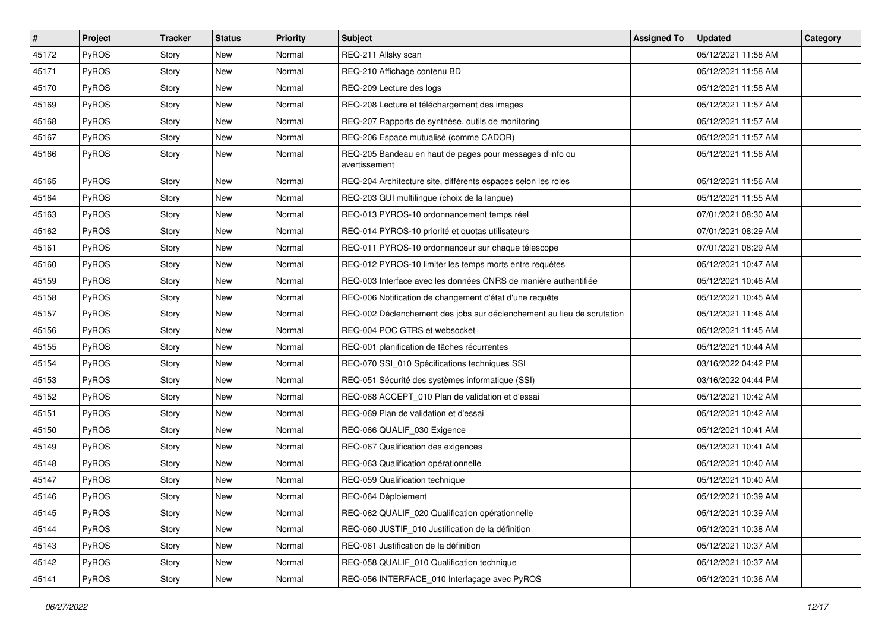| # | Project | Tracker | Status | Priority | Subject | Assigned To | Updated | Category |
|---|---|---|---|---|---|---|---|---|
| 45172 | PyROS | Story | New | Normal | REQ-211 Allsky scan | | 05/12/2021 11:58 AM | |
| 45171 | PyROS | Story | New | Normal | REQ-210 Affichage contenu BD | | 05/12/2021 11:58 AM | |
| 45170 | PyROS | Story | New | Normal | REQ-209 Lecture des logs | | 05/12/2021 11:58 AM | |
| 45169 | PyROS | Story | New | Normal | REQ-208 Lecture et téléchargement des images | | 05/12/2021 11:57 AM | |
| 45168 | PyROS | Story | New | Normal | REQ-207 Rapports de synthèse, outils de monitoring | | 05/12/2021 11:57 AM | |
| 45167 | PyROS | Story | New | Normal | REQ-206 Espace mutualisé (comme CADOR) | | 05/12/2021 11:57 AM | |
| 45166 | PyROS | Story | New | Normal | REQ-205 Bandeau en haut de pages pour messages d'info ou avertissement | | 05/12/2021 11:56 AM | |
| 45165 | PyROS | Story | New | Normal | REQ-204 Architecture site, différents espaces selon les roles | | 05/12/2021 11:56 AM | |
| 45164 | PyROS | Story | New | Normal | REQ-203 GUI multilingue (choix de la langue) | | 05/12/2021 11:55 AM | |
| 45163 | PyROS | Story | New | Normal | REQ-013 PYROS-10 ordonnancement temps réel | | 07/01/2021 08:30 AM | |
| 45162 | PyROS | Story | New | Normal | REQ-014 PYROS-10 priorité et quotas utilisateurs | | 07/01/2021 08:29 AM | |
| 45161 | PyROS | Story | New | Normal | REQ-011 PYROS-10 ordonnanceur sur chaque télescope | | 07/01/2021 08:29 AM | |
| 45160 | PyROS | Story | New | Normal | REQ-012 PYROS-10 limiter les temps morts entre requêtes | | 05/12/2021 10:47 AM | |
| 45159 | PyROS | Story | New | Normal | REQ-003 Interface avec les données CNRS de manière authentifiée | | 05/12/2021 10:46 AM | |
| 45158 | PyROS | Story | New | Normal | REQ-006 Notification de changement d'état d'une requête | | 05/12/2021 10:45 AM | |
| 45157 | PyROS | Story | New | Normal | REQ-002 Déclenchement des jobs sur déclenchement au lieu de scrutation | | 05/12/2021 11:46 AM | |
| 45156 | PyROS | Story | New | Normal | REQ-004 POC GTRS et websocket | | 05/12/2021 11:45 AM | |
| 45155 | PyROS | Story | New | Normal | REQ-001 planification de tâches récurrentes | | 05/12/2021 10:44 AM | |
| 45154 | PyROS | Story | New | Normal | REQ-070 SSI_010 Spécifications techniques SSI | | 03/16/2022 04:42 PM | |
| 45153 | PyROS | Story | New | Normal | REQ-051 Sécurité des systèmes informatique (SSI) | | 03/16/2022 04:44 PM | |
| 45152 | PyROS | Story | New | Normal | REQ-068 ACCEPT_010 Plan de validation et d'essai | | 05/12/2021 10:42 AM | |
| 45151 | PyROS | Story | New | Normal | REQ-069 Plan de validation et d'essai | | 05/12/2021 10:42 AM | |
| 45150 | PyROS | Story | New | Normal | REQ-066 QUALIF_030 Exigence | | 05/12/2021 10:41 AM | |
| 45149 | PyROS | Story | New | Normal | REQ-067 Qualification des exigences | | 05/12/2021 10:41 AM | |
| 45148 | PyROS | Story | New | Normal | REQ-063 Qualification opérationnelle | | 05/12/2021 10:40 AM | |
| 45147 | PyROS | Story | New | Normal | REQ-059 Qualification technique | | 05/12/2021 10:40 AM | |
| 45146 | PyROS | Story | New | Normal | REQ-064 Déploiement | | 05/12/2021 10:39 AM | |
| 45145 | PyROS | Story | New | Normal | REQ-062 QUALIF_020 Qualification opérationnelle | | 05/12/2021 10:39 AM | |
| 45144 | PyROS | Story | New | Normal | REQ-060 JUSTIF_010 Justification de la définition | | 05/12/2021 10:38 AM | |
| 45143 | PyROS | Story | New | Normal | REQ-061 Justification de la définition | | 05/12/2021 10:37 AM | |
| 45142 | PyROS | Story | New | Normal | REQ-058 QUALIF_010 Qualification technique | | 05/12/2021 10:37 AM | |
| 45141 | PyROS | Story | New | Normal | REQ-056 INTERFACE_010 Interfaçage avec PyROS | | 05/12/2021 10:36 AM | |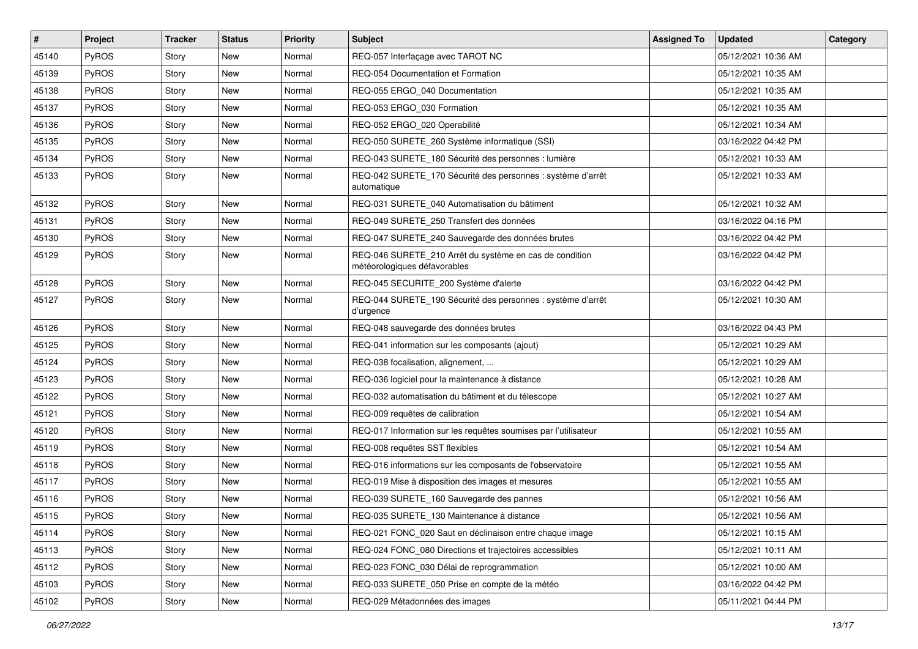| # | Project | Tracker | Status | Priority | Subject | Assigned To | Updated | Category |
|---|---|---|---|---|---|---|---|---|
| 45140 | PyROS | Story | New | Normal | REQ-057 Interfaçage avec TAROT NC | | 05/12/2021 10:36 AM | |
| 45139 | PyROS | Story | New | Normal | REQ-054 Documentation et Formation | | 05/12/2021 10:35 AM | |
| 45138 | PyROS | Story | New | Normal | REQ-055 ERGO_040 Documentation | | 05/12/2021 10:35 AM | |
| 45137 | PyROS | Story | New | Normal | REQ-053 ERGO_030 Formation | | 05/12/2021 10:35 AM | |
| 45136 | PyROS | Story | New | Normal | REQ-052 ERGO_020 Operabilité | | 05/12/2021 10:34 AM | |
| 45135 | PyROS | Story | New | Normal | REQ-050 SURETE_260 Système informatique (SSI) | | 03/16/2022 04:42 PM | |
| 45134 | PyROS | Story | New | Normal | REQ-043 SURETE_180 Sécurité des personnes : lumière | | 05/12/2021 10:33 AM | |
| 45133 | PyROS | Story | New | Normal | REQ-042 SURETE_170 Sécurité des personnes : système d'arrêt automatique | | 05/12/2021 10:33 AM | |
| 45132 | PyROS | Story | New | Normal | REQ-031 SURETE_040 Automatisation du bâtiment | | 05/12/2021 10:32 AM | |
| 45131 | PyROS | Story | New | Normal | REQ-049 SURETE_250 Transfert des données | | 03/16/2022 04:16 PM | |
| 45130 | PyROS | Story | New | Normal | REQ-047 SURETE_240 Sauvegarde des données brutes | | 03/16/2022 04:42 PM | |
| 45129 | PyROS | Story | New | Normal | REQ-046 SURETE_210 Arrêt du système en cas de condition météorologiques défavorables | | 03/16/2022 04:42 PM | |
| 45128 | PyROS | Story | New | Normal | REQ-045 SECURITE_200 Système d'alerte | | 03/16/2022 04:42 PM | |
| 45127 | PyROS | Story | New | Normal | REQ-044 SURETE_190 Sécurité des personnes : système d'arrêt d'urgence | | 05/12/2021 10:30 AM | |
| 45126 | PyROS | Story | New | Normal | REQ-048 sauvegarde des données brutes | | 03/16/2022 04:43 PM | |
| 45125 | PyROS | Story | New | Normal | REQ-041 information sur les composants (ajout) | | 05/12/2021 10:29 AM | |
| 45124 | PyROS | Story | New | Normal | REQ-038 focalisation, alignement, ... | | 05/12/2021 10:29 AM | |
| 45123 | PyROS | Story | New | Normal | REQ-036 logiciel pour la maintenance à distance | | 05/12/2021 10:28 AM | |
| 45122 | PyROS | Story | New | Normal | REQ-032 automatisation du bâtiment et du télescope | | 05/12/2021 10:27 AM | |
| 45121 | PyROS | Story | New | Normal | REQ-009 requêtes de calibration | | 05/12/2021 10:54 AM | |
| 45120 | PyROS | Story | New | Normal | REQ-017 Information sur les requêtes soumises par l'utilisateur | | 05/12/2021 10:55 AM | |
| 45119 | PyROS | Story | New | Normal | REQ-008 requêtes SST flexibles | | 05/12/2021 10:54 AM | |
| 45118 | PyROS | Story | New | Normal | REQ-016 informations sur les composants de l'observatoire | | 05/12/2021 10:55 AM | |
| 45117 | PyROS | Story | New | Normal | REQ-019 Mise à disposition des images et mesures | | 05/12/2021 10:55 AM | |
| 45116 | PyROS | Story | New | Normal | REQ-039 SURETE_160 Sauvegarde des pannes | | 05/12/2021 10:56 AM | |
| 45115 | PyROS | Story | New | Normal | REQ-035 SURETE_130 Maintenance à distance | | 05/12/2021 10:56 AM | |
| 45114 | PyROS | Story | New | Normal | REQ-021 FONC_020 Saut en déclinaison entre chaque image | | 05/12/2021 10:15 AM | |
| 45113 | PyROS | Story | New | Normal | REQ-024 FONC_080 Directions et trajectoires accessibles | | 05/12/2021 10:11 AM | |
| 45112 | PyROS | Story | New | Normal | REQ-023 FONC_030 Délai de reprogrammation | | 05/12/2021 10:00 AM | |
| 45103 | PyROS | Story | New | Normal | REQ-033 SURETE_050 Prise en compte de la météo | | 03/16/2022 04:42 PM | |
| 45102 | PyROS | Story | New | Normal | REQ-029 Métadonnées des images | | 05/11/2021 04:44 PM | |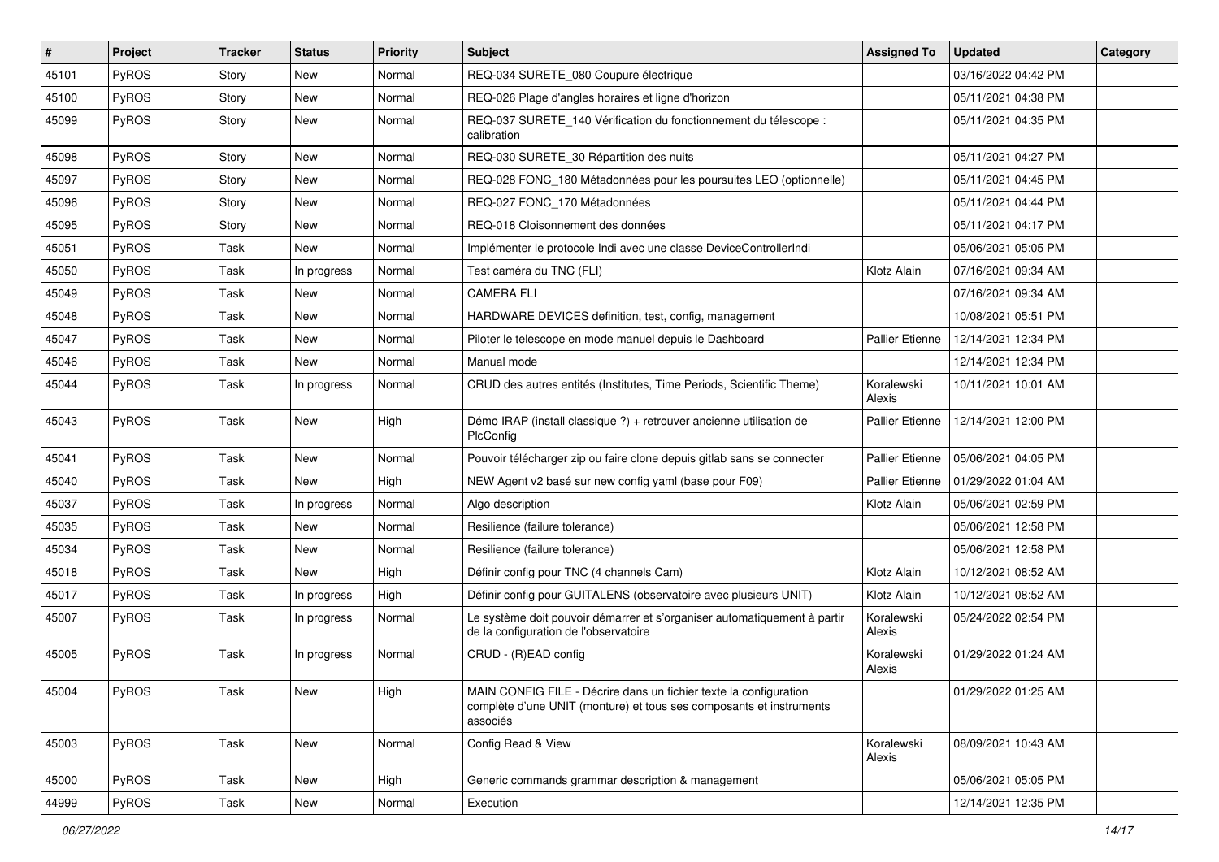| # | Project | Tracker | Status | Priority | Subject | Assigned To | Updated | Category |
|---|---|---|---|---|---|---|---|---|
| 45101 | PyROS | Story | New | Normal | REQ-034 SURETE_080 Coupure électrique | | 03/16/2022 04:42 PM | |
| 45100 | PyROS | Story | New | Normal | REQ-026 Plage d'angles horaires et ligne d'horizon | | 05/11/2021 04:38 PM | |
| 45099 | PyROS | Story | New | Normal | REQ-037 SURETE_140 Vérification du fonctionnement du télescope : calibration | | 05/11/2021 04:35 PM | |
| 45098 | PyROS | Story | New | Normal | REQ-030 SURETE_30 Répartition des nuits | | 05/11/2021 04:27 PM | |
| 45097 | PyROS | Story | New | Normal | REQ-028 FONC_180 Métadonnées pour les poursuites LEO (optionnelle) | | 05/11/2021 04:45 PM | |
| 45096 | PyROS | Story | New | Normal | REQ-027 FONC_170 Métadonnées | | 05/11/2021 04:44 PM | |
| 45095 | PyROS | Story | New | Normal | REQ-018 Cloisonnement des données | | 05/11/2021 04:17 PM | |
| 45051 | PyROS | Task | New | Normal | Implémenter le protocole Indi avec une classe DeviceControllerIndi | | 05/06/2021 05:05 PM | |
| 45050 | PyROS | Task | In progress | Normal | Test caméra du TNC (FLI) | Klotz Alain | 07/16/2021 09:34 AM | |
| 45049 | PyROS | Task | New | Normal | CAMERA FLI | | 07/16/2021 09:34 AM | |
| 45048 | PyROS | Task | New | Normal | HARDWARE DEVICES definition, test, config, management | | 10/08/2021 05:51 PM | |
| 45047 | PyROS | Task | New | Normal | Piloter le telescope en mode manuel depuis le Dashboard | Pallier Etienne | 12/14/2021 12:34 PM | |
| 45046 | PyROS | Task | New | Normal | Manual mode | | 12/14/2021 12:34 PM | |
| 45044 | PyROS | Task | In progress | Normal | CRUD des autres entités (Institutes, Time Periods, Scientific Theme) | Koralewski Alexis | 10/11/2021 10:01 AM | |
| 45043 | PyROS | Task | New | High | Démo IRAP (install classique ?) + retrouver ancienne utilisation de PlcConfig | Pallier Etienne | 12/14/2021 12:00 PM | |
| 45041 | PyROS | Task | New | Normal | Pouvoir télécharger zip ou faire clone depuis gitlab sans se connecter | Pallier Etienne | 05/06/2021 04:05 PM | |
| 45040 | PyROS | Task | New | High | NEW Agent v2 basé sur new config yaml (base pour F09) | Pallier Etienne | 01/29/2022 01:04 AM | |
| 45037 | PyROS | Task | In progress | Normal | Algo description | Klotz Alain | 05/06/2021 02:59 PM | |
| 45035 | PyROS | Task | New | Normal | Resilience (failure tolerance) | | 05/06/2021 12:58 PM | |
| 45034 | PyROS | Task | New | Normal | Resilience (failure tolerance) | | 05/06/2021 12:58 PM | |
| 45018 | PyROS | Task | New | High | Définir config pour TNC (4 channels Cam) | Klotz Alain | 10/12/2021 08:52 AM | |
| 45017 | PyROS | Task | In progress | High | Définir config pour GUITALENS (observatoire avec plusieurs UNIT) | Klotz Alain | 10/12/2021 08:52 AM | |
| 45007 | PyROS | Task | In progress | Normal | Le système doit pouvoir démarrer et s'organiser automatiquement à partir de la configuration de l'observatoire | Koralewski Alexis | 05/24/2022 02:54 PM | |
| 45005 | PyROS | Task | In progress | Normal | CRUD - (R)EAD config | Koralewski Alexis | 01/29/2022 01:24 AM | |
| 45004 | PyROS | Task | New | High | MAIN CONFIG FILE - Décrire dans un fichier texte la configuration complète d'une UNIT (monture) et tous ses composants et instruments associés | | 01/29/2022 01:25 AM | |
| 45003 | PyROS | Task | New | Normal | Config Read & View | Koralewski Alexis | 08/09/2021 10:43 AM | |
| 45000 | PyROS | Task | New | High | Generic commands grammar description & management | | 05/06/2021 05:05 PM | |
| 44999 | PyROS | Task | New | Normal | Execution | | 12/14/2021 12:35 PM | |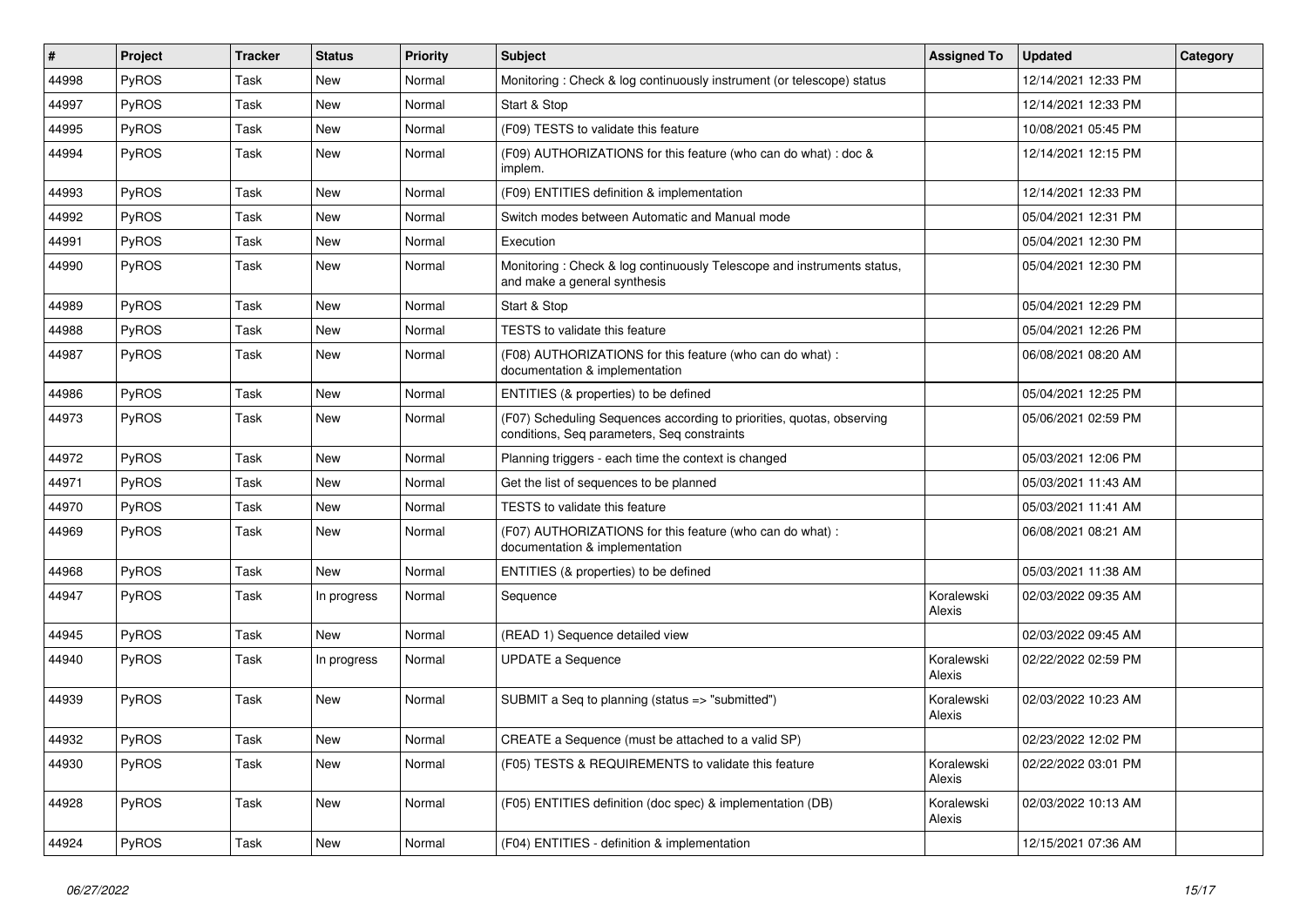| # | Project | Tracker | Status | Priority | Subject | Assigned To | Updated | Category |
|---|---|---|---|---|---|---|---|---|
| 44998 | PyROS | Task | New | Normal | Monitoring : Check & log continuously instrument (or telescope) status | | 12/14/2021 12:33 PM | |
| 44997 | PyROS | Task | New | Normal | Start & Stop | | 12/14/2021 12:33 PM | |
| 44995 | PyROS | Task | New | Normal | (F09) TESTS to validate this feature | | 10/08/2021 05:45 PM | |
| 44994 | PyROS | Task | New | Normal | (F09) AUTHORIZATIONS for this feature (who can do what) : doc & implem. | | 12/14/2021 12:15 PM | |
| 44993 | PyROS | Task | New | Normal | (F09) ENTITIES definition & implementation | | 12/14/2021 12:33 PM | |
| 44992 | PyROS | Task | New | Normal | Switch modes between Automatic and Manual mode | | 05/04/2021 12:31 PM | |
| 44991 | PyROS | Task | New | Normal | Execution | | 05/04/2021 12:30 PM | |
| 44990 | PyROS | Task | New | Normal | Monitoring : Check & log continuously Telescope and instruments status, and make a general synthesis | | 05/04/2021 12:30 PM | |
| 44989 | PyROS | Task | New | Normal | Start & Stop | | 05/04/2021 12:29 PM | |
| 44988 | PyROS | Task | New | Normal | TESTS to validate this feature | | 05/04/2021 12:26 PM | |
| 44987 | PyROS | Task | New | Normal | (F08) AUTHORIZATIONS for this feature (who can do what) : documentation & implementation | | 06/08/2021 08:20 AM | |
| 44986 | PyROS | Task | New | Normal | ENTITIES (& properties) to be defined | | 05/04/2021 12:25 PM | |
| 44973 | PyROS | Task | New | Normal | (F07) Scheduling Sequences according to priorities, quotas, observing conditions, Seq parameters, Seq constraints | | 05/06/2021 02:59 PM | |
| 44972 | PyROS | Task | New | Normal | Planning triggers - each time the context is changed | | 05/03/2021 12:06 PM | |
| 44971 | PyROS | Task | New | Normal | Get the list of sequences to be planned | | 05/03/2021 11:43 AM | |
| 44970 | PyROS | Task | New | Normal | TESTS to validate this feature | | 05/03/2021 11:41 AM | |
| 44969 | PyROS | Task | New | Normal | (F07) AUTHORIZATIONS for this feature (who can do what) : documentation & implementation | | 06/08/2021 08:21 AM | |
| 44968 | PyROS | Task | New | Normal | ENTITIES (& properties) to be defined | | 05/03/2021 11:38 AM | |
| 44947 | PyROS | Task | In progress | Normal | Sequence | Koralewski Alexis | 02/03/2022 09:35 AM | |
| 44945 | PyROS | Task | New | Normal | (READ 1) Sequence detailed view | | 02/03/2022 09:45 AM | |
| 44940 | PyROS | Task | In progress | Normal | UPDATE a Sequence | Koralewski Alexis | 02/22/2022 02:59 PM | |
| 44939 | PyROS | Task | New | Normal | SUBMIT a Seq to planning (status => "submitted") | Koralewski Alexis | 02/03/2022 10:23 AM | |
| 44932 | PyROS | Task | New | Normal | CREATE a Sequence (must be attached to a valid SP) | | 02/23/2022 12:02 PM | |
| 44930 | PyROS | Task | New | Normal | (F05) TESTS & REQUIREMENTS to validate this feature | Koralewski Alexis | 02/22/2022 03:01 PM | |
| 44928 | PyROS | Task | New | Normal | (F05) ENTITIES definition (doc spec) & implementation (DB) | Koralewski Alexis | 02/03/2022 10:13 AM | |
| 44924 | PyROS | Task | New | Normal | (F04) ENTITIES - definition & implementation | | 12/15/2021 07:36 AM | |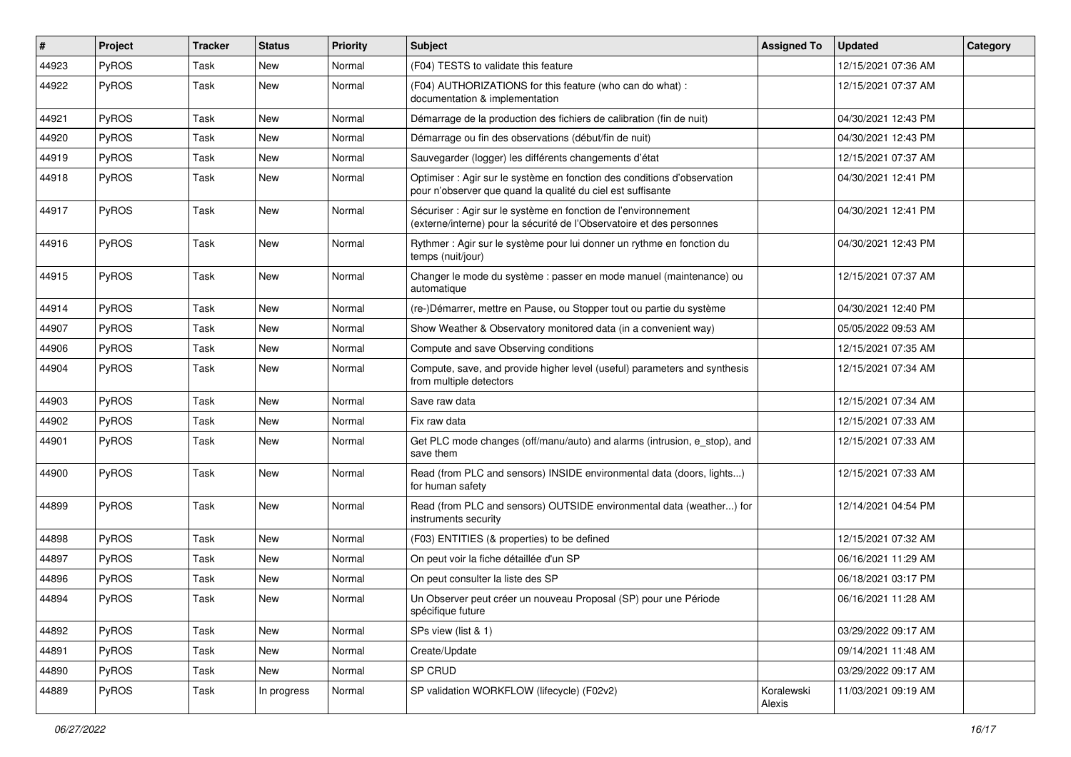| # | Project | Tracker | Status | Priority | Subject | Assigned To | Updated | Category |
|---|---|---|---|---|---|---|---|---|
| 44923 | PyROS | Task | New | Normal | (F04) TESTS to validate this feature | | 12/15/2021 07:36 AM | |
| 44922 | PyROS | Task | New | Normal | (F04) AUTHORIZATIONS for this feature (who can do what) : documentation & implementation | | 12/15/2021 07:37 AM | |
| 44921 | PyROS | Task | New | Normal | Démarrage de la production des fichiers de calibration (fin de nuit) | | 04/30/2021 12:43 PM | |
| 44920 | PyROS | Task | New | Normal | Démarrage ou fin des observations (début/fin de nuit) | | 04/30/2021 12:43 PM | |
| 44919 | PyROS | Task | New | Normal | Sauvegarder (logger) les différents changements d'état | | 12/15/2021 07:37 AM | |
| 44918 | PyROS | Task | New | Normal | Optimiser : Agir sur le système en fonction des conditions d'observation pour n'observer que quand la qualité du ciel est suffisante | | 04/30/2021 12:41 PM | |
| 44917 | PyROS | Task | New | Normal | Sécuriser : Agir sur le système en fonction de l'environnement (externe/interne) pour la sécurité de l'Observatoire et des personnes | | 04/30/2021 12:41 PM | |
| 44916 | PyROS | Task | New | Normal | Rythmer : Agir sur le système pour lui donner un rythme en fonction du temps (nuit/jour) | | 04/30/2021 12:43 PM | |
| 44915 | PyROS | Task | New | Normal | Changer le mode du système : passer en mode manuel (maintenance) ou automatique | | 12/15/2021 07:37 AM | |
| 44914 | PyROS | Task | New | Normal | (re-)Démarrer, mettre en Pause, ou Stopper tout ou partie du système | | 04/30/2021 12:40 PM | |
| 44907 | PyROS | Task | New | Normal | Show Weather & Observatory monitored data (in a convenient way) | | 05/05/2022 09:53 AM | |
| 44906 | PyROS | Task | New | Normal | Compute and save Observing conditions | | 12/15/2021 07:35 AM | |
| 44904 | PyROS | Task | New | Normal | Compute, save, and provide higher level (useful) parameters and synthesis from multiple detectors | | 12/15/2021 07:34 AM | |
| 44903 | PyROS | Task | New | Normal | Save raw data | | 12/15/2021 07:34 AM | |
| 44902 | PyROS | Task | New | Normal | Fix raw data | | 12/15/2021 07:33 AM | |
| 44901 | PyROS | Task | New | Normal | Get PLC mode changes (off/manu/auto) and alarms (intrusion, e_stop), and save them | | 12/15/2021 07:33 AM | |
| 44900 | PyROS | Task | New | Normal | Read (from PLC and sensors) INSIDE environmental data (doors, lights...) for human safety | | 12/15/2021 07:33 AM | |
| 44899 | PyROS | Task | New | Normal | Read (from PLC and sensors) OUTSIDE environmental data (weather...) for instruments security | | 12/14/2021 04:54 PM | |
| 44898 | PyROS | Task | New | Normal | (F03) ENTITIES (& properties) to be defined | | 12/15/2021 07:32 AM | |
| 44897 | PyROS | Task | New | Normal | On peut voir la fiche détaillée d'un SP | | 06/16/2021 11:29 AM | |
| 44896 | PyROS | Task | New | Normal | On peut consulter la liste des SP | | 06/18/2021 03:17 PM | |
| 44894 | PyROS | Task | New | Normal | Un Observer peut créer un nouveau Proposal (SP) pour une Période spécifique future | | 06/16/2021 11:28 AM | |
| 44892 | PyROS | Task | New | Normal | SPs view (list & 1) | | 03/29/2022 09:17 AM | |
| 44891 | PyROS | Task | New | Normal | Create/Update | | 09/14/2021 11:48 AM | |
| 44890 | PyROS | Task | New | Normal | SP CRUD | | 03/29/2022 09:17 AM | |
| 44889 | PyROS | Task | In progress | Normal | SP validation WORKFLOW (lifecycle) (F02v2) | Koralewski Alexis | 11/03/2021 09:19 AM | |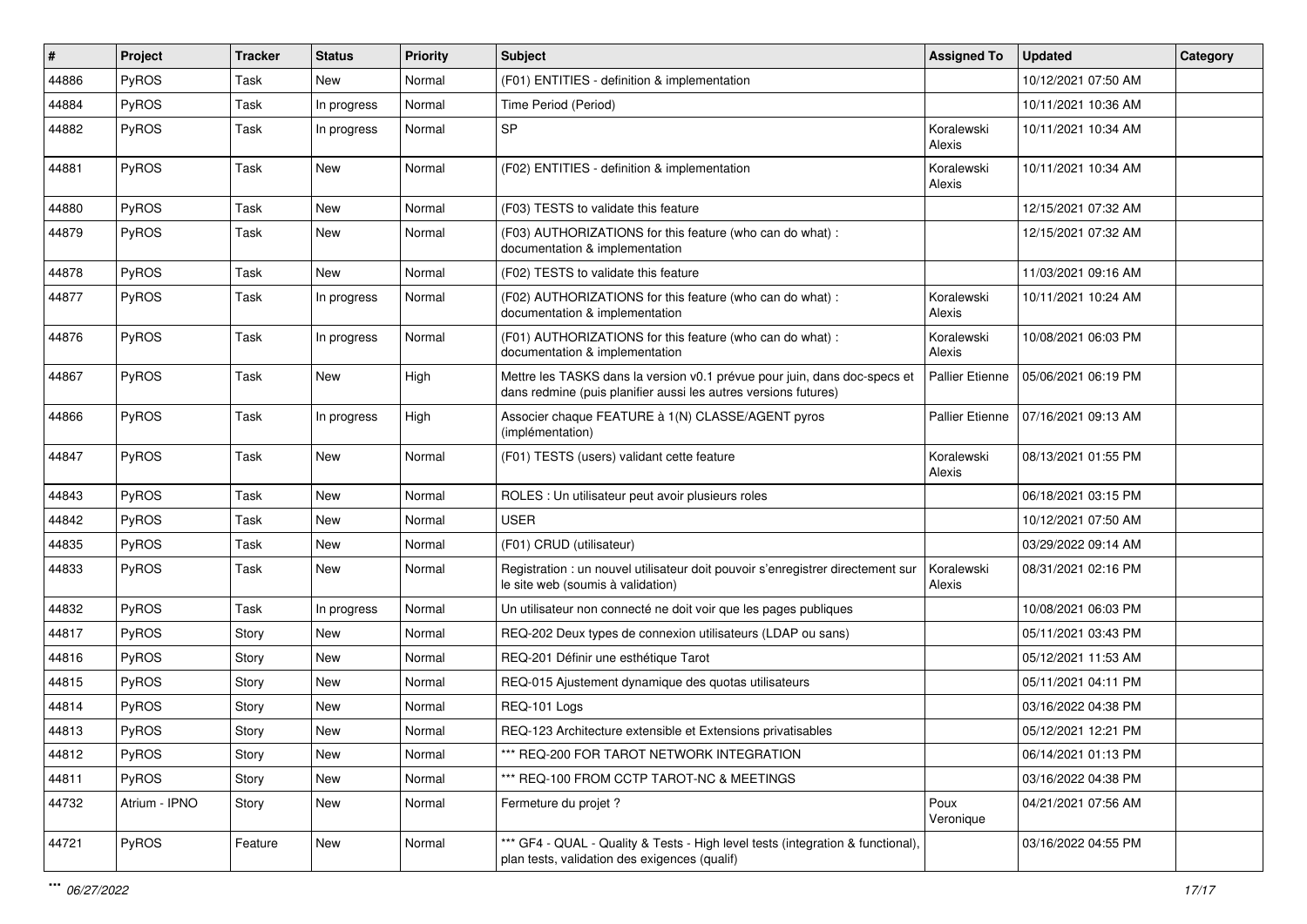| # | Project | Tracker | Status | Priority | Subject | Assigned To | Updated | Category |
|---|---|---|---|---|---|---|---|---|
| 44886 | PyROS | Task | New | Normal | (F01) ENTITIES - definition & implementation | | 10/12/2021 07:50 AM | |
| 44884 | PyROS | Task | In progress | Normal | Time Period (Period) | | 10/11/2021 10:36 AM | |
| 44882 | PyROS | Task | In progress | Normal | SP | Koralewski Alexis | 10/11/2021 10:34 AM | |
| 44881 | PyROS | Task | New | Normal | (F02) ENTITIES - definition & implementation | Koralewski Alexis | 10/11/2021 10:34 AM | |
| 44880 | PyROS | Task | New | Normal | (F03) TESTS to validate this feature | | 12/15/2021 07:32 AM | |
| 44879 | PyROS | Task | New | Normal | (F03) AUTHORIZATIONS for this feature (who can do what) : documentation & implementation | | 12/15/2021 07:32 AM | |
| 44878 | PyROS | Task | New | Normal | (F02) TESTS to validate this feature | | 11/03/2021 09:16 AM | |
| 44877 | PyROS | Task | In progress | Normal | (F02) AUTHORIZATIONS for this feature (who can do what) : documentation & implementation | Koralewski Alexis | 10/11/2021 10:24 AM | |
| 44876 | PyROS | Task | In progress | Normal | (F01) AUTHORIZATIONS for this feature (who can do what) : documentation & implementation | Koralewski Alexis | 10/08/2021 06:03 PM | |
| 44867 | PyROS | Task | New | High | Mettre les TASKS dans la version v0.1 prévue pour juin, dans doc-specs et dans redmine (puis planifier aussi les autres versions futures) | Pallier Etienne | 05/06/2021 06:19 PM | |
| 44866 | PyROS | Task | In progress | High | Associer chaque FEATURE à 1(N) CLASSE/AGENT pyros (implémentation) | Pallier Etienne | 07/16/2021 09:13 AM | |
| 44847 | PyROS | Task | New | Normal | (F01) TESTS (users) validant cette feature | Koralewski Alexis | 08/13/2021 01:55 PM | |
| 44843 | PyROS | Task | New | Normal | ROLES : Un utilisateur peut avoir plusieurs roles | | 06/18/2021 03:15 PM | |
| 44842 | PyROS | Task | New | Normal | USER | | 10/12/2021 07:50 AM | |
| 44835 | PyROS | Task | New | Normal | (F01) CRUD (utilisateur) | | 03/29/2022 09:14 AM | |
| 44833 | PyROS | Task | New | Normal | Registration : un nouvel utilisateur doit pouvoir s'enregistrer directement sur le site web (soumis à validation) | Koralewski Alexis | 08/31/2021 02:16 PM | |
| 44832 | PyROS | Task | In progress | Normal | Un utilisateur non connecté ne doit voir que les pages publiques | | 10/08/2021 06:03 PM | |
| 44817 | PyROS | Story | New | Normal | REQ-202 Deux types de connexion utilisateurs (LDAP ou sans) | | 05/11/2021 03:43 PM | |
| 44816 | PyROS | Story | New | Normal | REQ-201 Définir une esthétique Tarot | | 05/12/2021 11:53 AM | |
| 44815 | PyROS | Story | New | Normal | REQ-015 Ajustement dynamique des quotas utilisateurs | | 05/11/2021 04:11 PM | |
| 44814 | PyROS | Story | New | Normal | REQ-101 Logs | | 03/16/2022 04:38 PM | |
| 44813 | PyROS | Story | New | Normal | REQ-123 Architecture extensible et Extensions privatisables | | 05/12/2021 12:21 PM | |
| 44812 | PyROS | Story | New | Normal | *** REQ-200 FOR TAROT NETWORK INTEGRATION | | 06/14/2021 01:13 PM | |
| 44811 | PyROS | Story | New | Normal | *** REQ-100 FROM CCTP TAROT-NC & MEETINGS | | 03/16/2022 04:38 PM | |
| 44732 | Atrium - IPNO | Story | New | Normal | Fermeture du projet ? | Poux Veronique | 04/21/2021 07:56 AM | |
| 44721 | PyROS | Feature | New | Normal | *** GF4 - QUAL - Quality & Tests - High level tests (integration & functional), plan tests, validation des exigences (qualif) | | 03/16/2022 04:55 PM | |